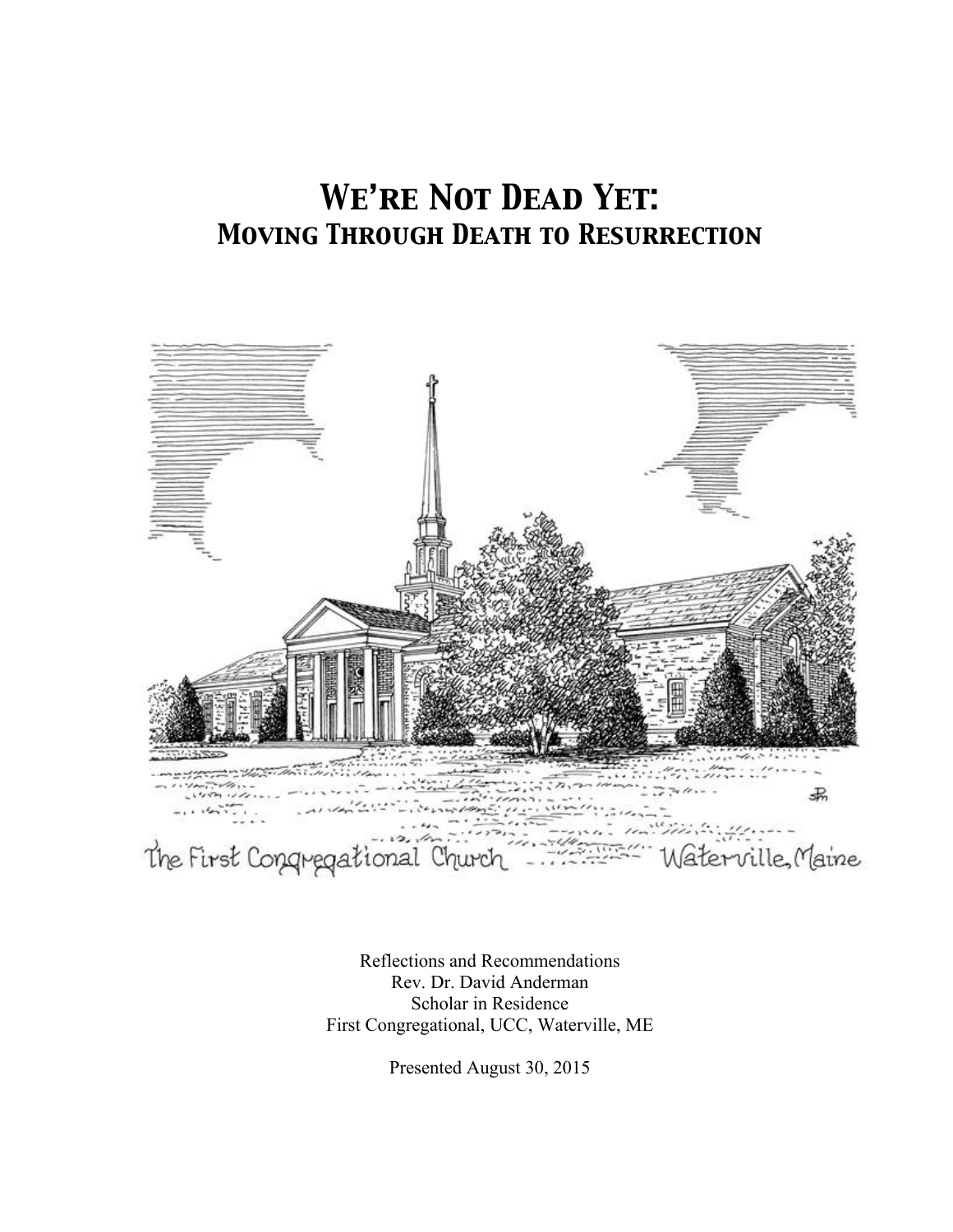# *We're Not Dead Yet:*
## *Moving Through Death to Resurrection*

The First Congregational Church Waterville, Maine

Reflections and Recommendations
Rev. Dr. David Anderman
Scholar in Residence
First Congregational, UCC, Waterville, ME

Presented August 30, 2015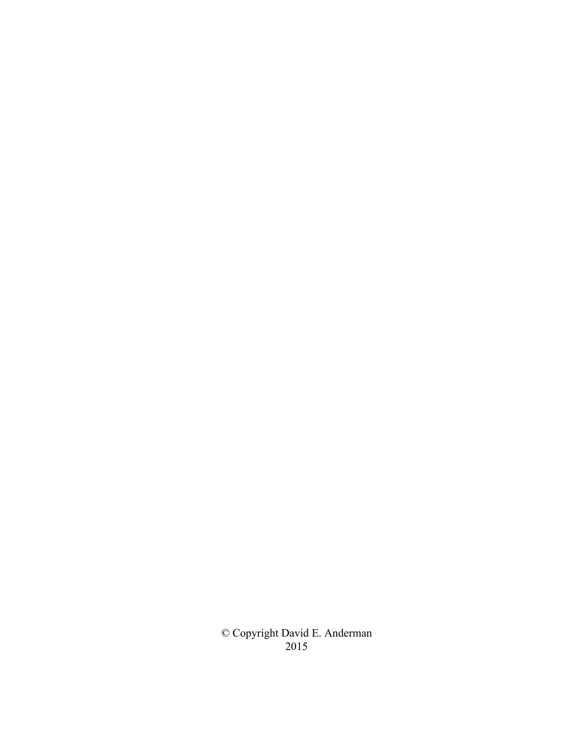© Copyright David E. Anderman
2015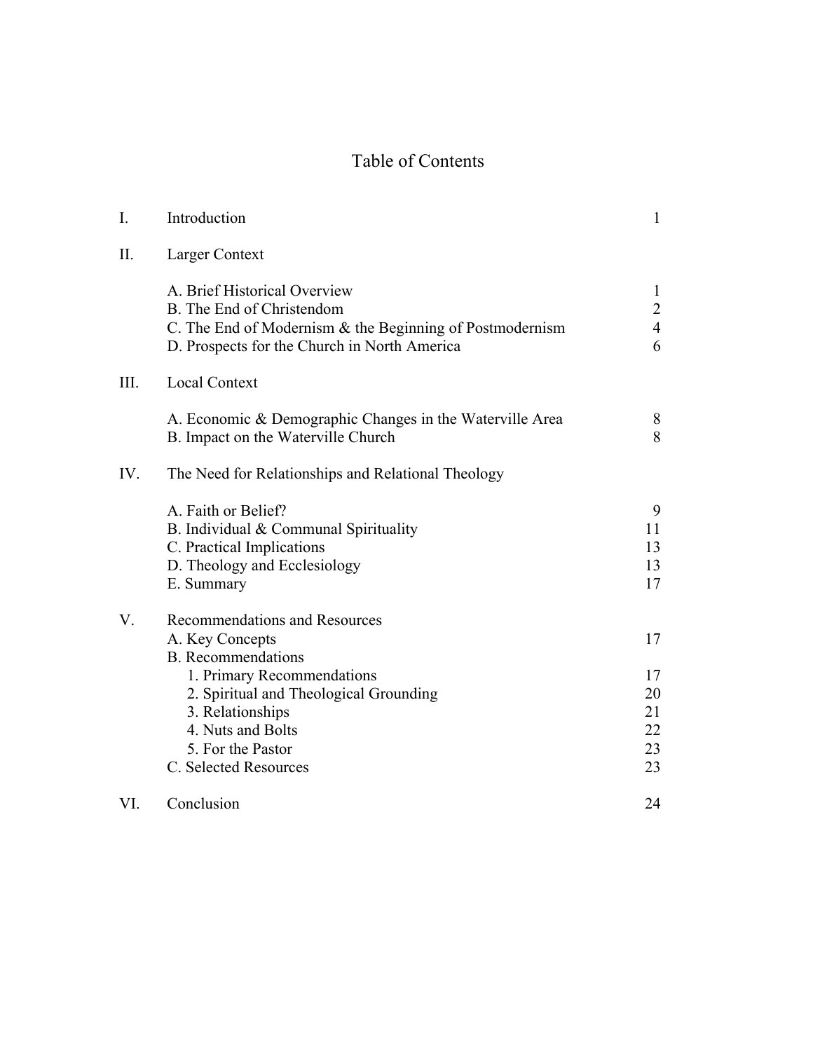# Table of Contents

| | | |
|---|---|---|
| I. | Introduction | 1 |
| II. | Larger Context | |
| | A. Brief Historical Overview | 1 |
| | B. The End of Christendom | 2 |
| | C. The End of Modernism & the Beginning of Postmodernism | 4 |
| | D. Prospects for the Church in North America | 6 |
| III. | Local Context | |
| | A. Economic & Demographic Changes in the Waterville Area | 8 |
| | B. Impact on the Waterville Church | 8 |
| IV. | The Need for Relationships and Relational Theology | |
| | A. Faith or Belief? | 9 |
| | B. Individual & Communal Spirituality | 11 |
| | C. Practical Implications | 13 |
| | D. Theology and Ecclesiology | 13 |
| | E. Summary | 17 |
| V. | Recommendations and Resources | |
| | A. Key Concepts | 17 |
| | B. Recommendations | |
| | 1. Primary Recommendations | 17 |
| | 2. Spiritual and Theological Grounding | 20 |
| | 3. Relationships | 21 |
| | 4. Nuts and Bolts | 22 |
| | 5. For the Pastor | 23 |
| | C. Selected Resources | 23 |
| VI. | Conclusion | 24 |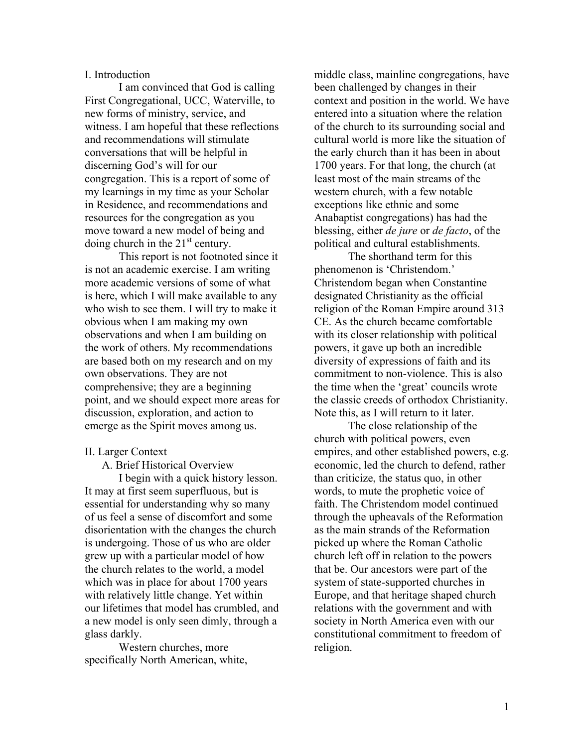## I. Introduction

I am convinced that God is calling First Congregational, UCC, Waterville, to new forms of ministry, service, and witness. I am hopeful that these reflections and recommendations will stimulate conversations that will be helpful in discerning God's will for our congregation. This is a report of some of my learnings in my time as your Scholar in Residence, and recommendations and resources for the congregation as you move toward a new model of being and doing church in the 21st century.

This report is not footnoted since it is not an academic exercise. I am writing more academic versions of some of what is here, which I will make available to any who wish to see them. I will try to make it obvious when I am making my own observations and when I am building on the work of others. My recommendations are based both on my research and on my own observations. They are not comprehensive; they are a beginning point, and we should expect more areas for discussion, exploration, and action to emerge as the Spirit moves among us.

## II. Larger Context

### A. Brief Historical Overview

I begin with a quick history lesson. It may at first seem superfluous, but is essential for understanding why so many of us feel a sense of discomfort and some disorientation with the changes the church is undergoing. Those of us who are older grew up with a particular model of how the church relates to the world, a model which was in place for about 1700 years with relatively little change. Yet within our lifetimes that model has crumbled, and a new model is only seen dimly, through a glass darkly.

Western churches, more specifically North American, white, middle class, mainline congregations, have been challenged by changes in their context and position in the world. We have entered into a situation where the relation of the church to its surrounding social and cultural world is more like the situation of the early church than it has been in about 1700 years. For that long, the church (at least most of the main streams of the western church, with a few notable exceptions like ethnic and some Anabaptist congregations) has had the blessing, either *de jure* or *de facto*, of the political and cultural establishments.

The shorthand term for this phenomenon is 'Christendom.' Christendom began when Constantine designated Christianity as the official religion of the Roman Empire around 313 CE. As the church became comfortable with its closer relationship with political powers, it gave up both an incredible diversity of expressions of faith and its commitment to non-violence. This is also the time when the 'great' councils wrote the classic creeds of orthodox Christianity. Note this, as I will return to it later.

The close relationship of the church with political powers, even empires, and other established powers, e.g. economic, led the church to defend, rather than criticize, the status quo, in other words, to mute the prophetic voice of faith. The Christendom model continued through the upheavals of the Reformation as the main strands of the Reformation picked up where the Roman Catholic church left off in relation to the powers that be. Our ancestors were part of the system of state-supported churches in Europe, and that heritage shaped church relations with the government and with society in North America even with our constitutional commitment to freedom of religion.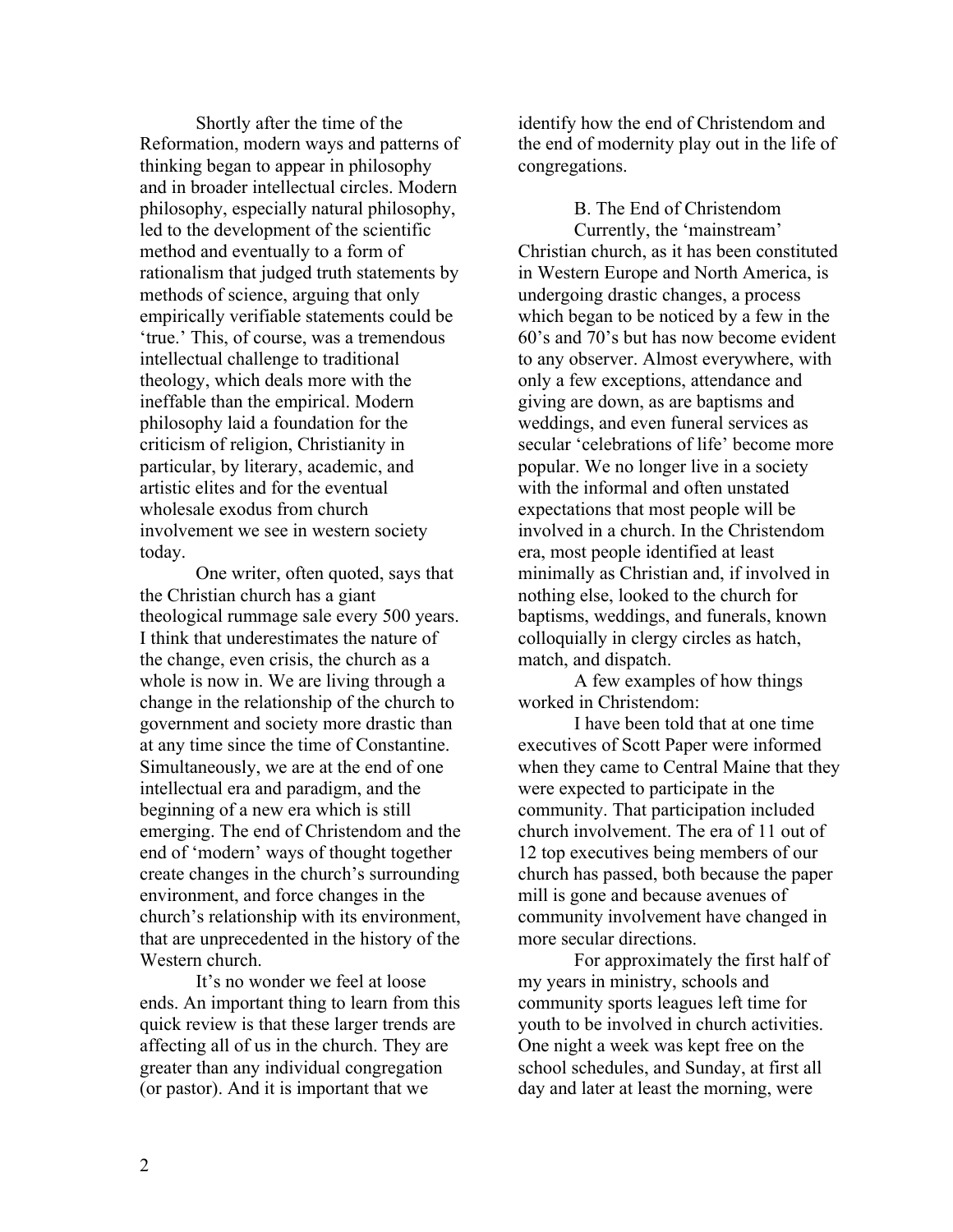Shortly after the time of the Reformation, modern ways and patterns of thinking began to appear in philosophy and in broader intellectual circles. Modern philosophy, especially natural philosophy, led to the development of the scientific method and eventually to a form of rationalism that judged truth statements by methods of science, arguing that only empirically verifiable statements could be 'true.' This, of course, was a tremendous intellectual challenge to traditional theology, which deals more with the ineffable than the empirical. Modern philosophy laid a foundation for the criticism of religion, Christianity in particular, by literary, academic, and artistic elites and for the eventual wholesale exodus from church involvement we see in western society today.

One writer, often quoted, says that the Christian church has a giant theological rummage sale every 500 years. I think that underestimates the nature of the change, even crisis, the church as a whole is now in. We are living through a change in the relationship of the church to government and society more drastic than at any time since the time of Constantine. Simultaneously, we are at the end of one intellectual era and paradigm, and the beginning of a new era which is still emerging. The end of Christendom and the end of 'modern' ways of thought together create changes in the church's surrounding environment, and force changes in the church's relationship with its environment, that are unprecedented in the history of the Western church.

It's no wonder we feel at loose ends. An important thing to learn from this quick review is that these larger trends are affecting all of us in the church. They are greater than any individual congregation (or pastor). And it is important that we identify how the end of Christendom and the end of modernity play out in the life of congregations.

### B. The End of Christendom

Currently, the 'mainstream' Christian church, as it has been constituted in Western Europe and North America, is undergoing drastic changes, a process which began to be noticed by a few in the 60's and 70's but has now become evident to any observer. Almost everywhere, with only a few exceptions, attendance and giving are down, as are baptisms and weddings, and even funeral services as secular 'celebrations of life' become more popular. We no longer live in a society with the informal and often unstated expectations that most people will be involved in a church. In the Christendom era, most people identified at least minimally as Christian and, if involved in nothing else, looked to the church for baptisms, weddings, and funerals, known colloquially in clergy circles as hatch, match, and dispatch.

A few examples of how things worked in Christendom:

I have been told that at one time executives of Scott Paper were informed when they came to Central Maine that they were expected to participate in the community. That participation included church involvement. The era of 11 out of 12 top executives being members of our church has passed, both because the paper mill is gone and because avenues of community involvement have changed in more secular directions.

For approximately the first half of my years in ministry, schools and community sports leagues left time for youth to be involved in church activities. One night a week was kept free on the school schedules, and Sunday, at first all day and later at least the morning, were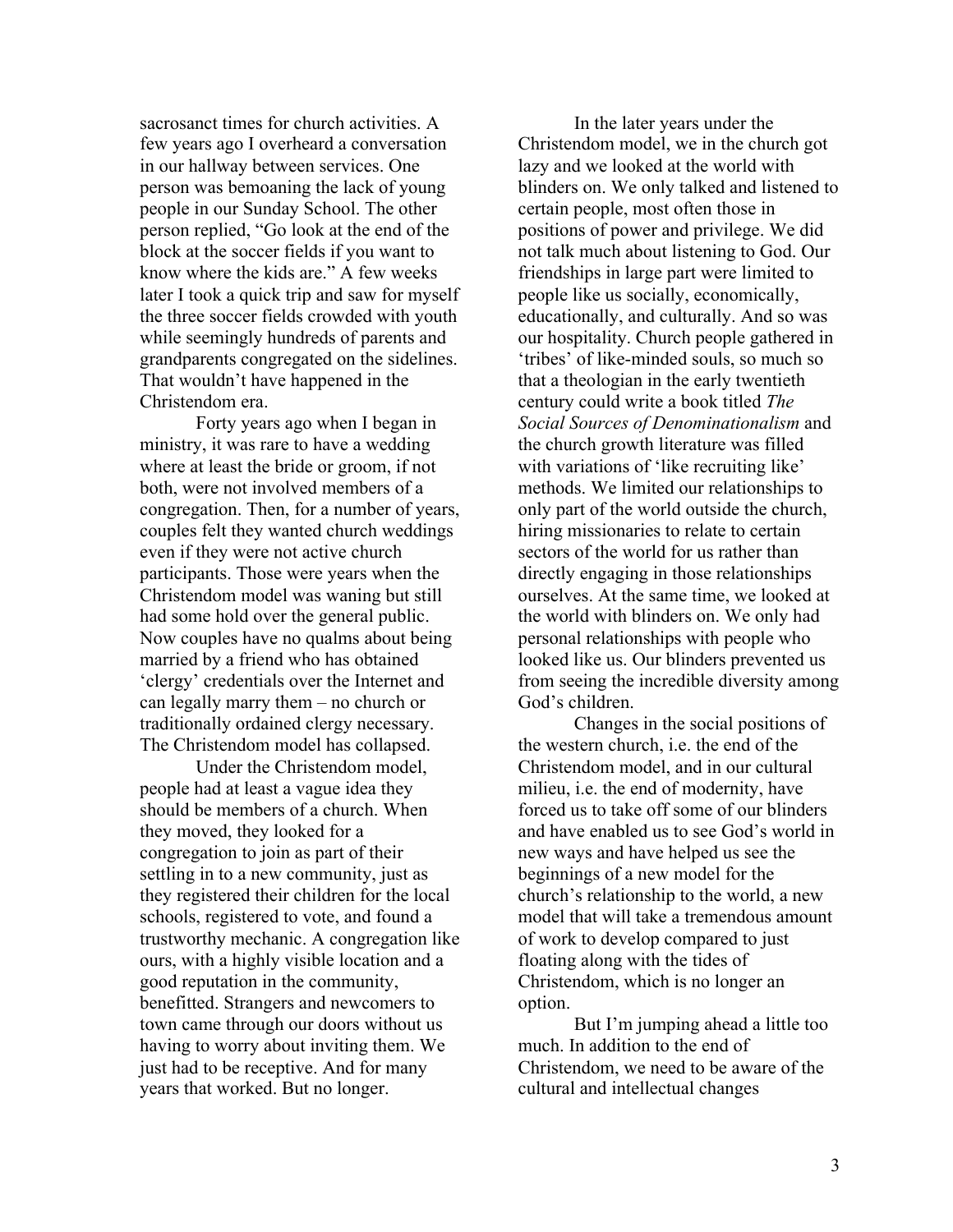sacrosanct times for church activities. A few years ago I overheard a conversation in our hallway between services. One person was bemoaning the lack of young people in our Sunday School. The other person replied, "Go look at the end of the block at the soccer fields if you want to know where the kids are." A few weeks later I took a quick trip and saw for myself the three soccer fields crowded with youth while seemingly hundreds of parents and grandparents congregated on the sidelines. That wouldn't have happened in the Christendom era.

Forty years ago when I began in ministry, it was rare to have a wedding where at least the bride or groom, if not both, were not involved members of a congregation. Then, for a number of years, couples felt they wanted church weddings even if they were not active church participants. Those were years when the Christendom model was waning but still had some hold over the general public. Now couples have no qualms about being married by a friend who has obtained 'clergy' credentials over the Internet and can legally marry them – no church or traditionally ordained clergy necessary. The Christendom model has collapsed.

Under the Christendom model, people had at least a vague idea they should be members of a church. When they moved, they looked for a congregation to join as part of their settling in to a new community, just as they registered their children for the local schools, registered to vote, and found a trustworthy mechanic. A congregation like ours, with a highly visible location and a good reputation in the community, benefitted. Strangers and newcomers to town came through our doors without us having to worry about inviting them. We just had to be receptive. And for many years that worked. But no longer.

In the later years under the Christendom model, we in the church got lazy and we looked at the world with blinders on. We only talked and listened to certain people, most often those in positions of power and privilege. We did not talk much about listening to God. Our friendships in large part were limited to people like us socially, economically, educationally, and culturally. And so was our hospitality. Church people gathered in 'tribes' of like-minded souls, so much so that a theologian in the early twentieth century could write a book titled *The Social Sources of Denominationalism* and the church growth literature was filled with variations of 'like recruiting like' methods. We limited our relationships to only part of the world outside the church, hiring missionaries to relate to certain sectors of the world for us rather than directly engaging in those relationships ourselves. At the same time, we looked at the world with blinders on. We only had personal relationships with people who looked like us. Our blinders prevented us from seeing the incredible diversity among God's children.

Changes in the social positions of the western church, i.e. the end of the Christendom model, and in our cultural milieu, i.e. the end of modernity, have forced us to take off some of our blinders and have enabled us to see God's world in new ways and have helped us see the beginnings of a new model for the church's relationship to the world, a new model that will take a tremendous amount of work to develop compared to just floating along with the tides of Christendom, which is no longer an option.

But I'm jumping ahead a little too much. In addition to the end of Christendom, we need to be aware of the cultural and intellectual changes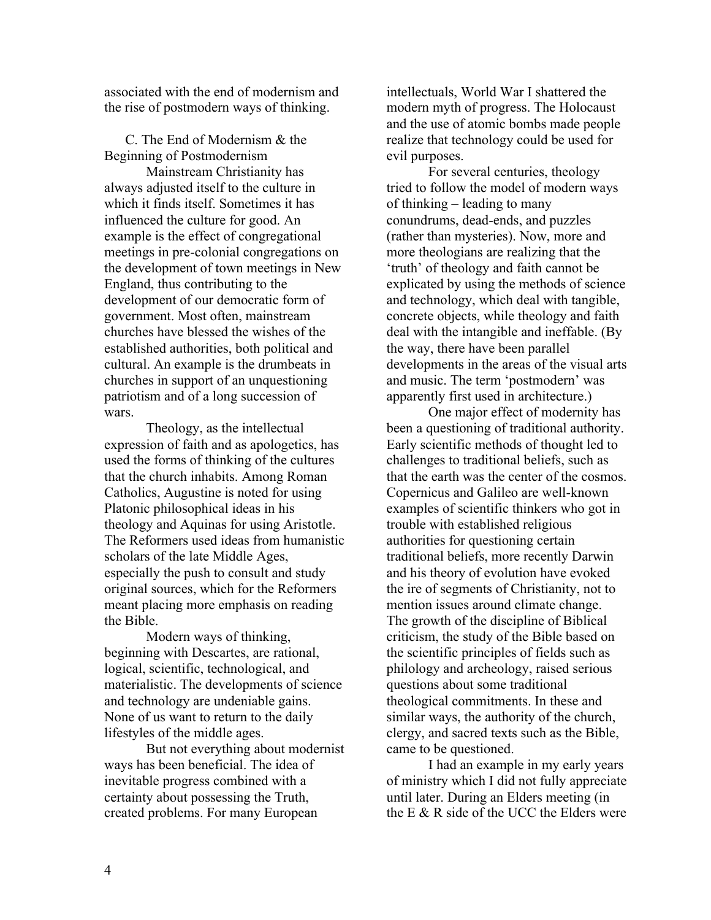associated with the end of modernism and the rise of postmodern ways of thinking.

### C. The End of Modernism & the Beginning of Postmodernism

Mainstream Christianity has always adjusted itself to the culture in which it finds itself. Sometimes it has influenced the culture for good. An example is the effect of congregational meetings in pre-colonial congregations on the development of town meetings in New England, thus contributing to the development of our democratic form of government. Most often, mainstream churches have blessed the wishes of the established authorities, both political and cultural. An example is the drumbeats in churches in support of an unquestioning patriotism and of a long succession of wars.

Theology, as the intellectual expression of faith and as apologetics, has used the forms of thinking of the cultures that the church inhabits. Among Roman Catholics, Augustine is noted for using Platonic philosophical ideas in his theology and Aquinas for using Aristotle. The Reformers used ideas from humanistic scholars of the late Middle Ages, especially the push to consult and study original sources, which for the Reformers meant placing more emphasis on reading the Bible.

Modern ways of thinking, beginning with Descartes, are rational, logical, scientific, technological, and materialistic. The developments of science and technology are undeniable gains. None of us want to return to the daily lifestyles of the middle ages.

But not everything about modernist ways has been beneficial. The idea of inevitable progress combined with a certainty about possessing the Truth, created problems. For many European intellectuals, World War I shattered the modern myth of progress. The Holocaust and the use of atomic bombs made people realize that technology could be used for evil purposes.

For several centuries, theology tried to follow the model of modern ways of thinking – leading to many conundrums, dead-ends, and puzzles (rather than mysteries). Now, more and more theologians are realizing that the 'truth' of theology and faith cannot be explicated by using the methods of science and technology, which deal with tangible, concrete objects, while theology and faith deal with the intangible and ineffable. (By the way, there have been parallel developments in the areas of the visual arts and music. The term 'postmodern' was apparently first used in architecture.)

One major effect of modernity has been a questioning of traditional authority. Early scientific methods of thought led to challenges to traditional beliefs, such as that the earth was the center of the cosmos. Copernicus and Galileo are well-known examples of scientific thinkers who got in trouble with established religious authorities for questioning certain traditional beliefs, more recently Darwin and his theory of evolution have evoked the ire of segments of Christianity, not to mention issues around climate change. The growth of the discipline of Biblical criticism, the study of the Bible based on the scientific principles of fields such as philology and archeology, raised serious questions about some traditional theological commitments. In these and similar ways, the authority of the church, clergy, and sacred texts such as the Bible, came to be questioned.

I had an example in my early years of ministry which I did not fully appreciate until later. During an Elders meeting (in the E & R side of the UCC the Elders were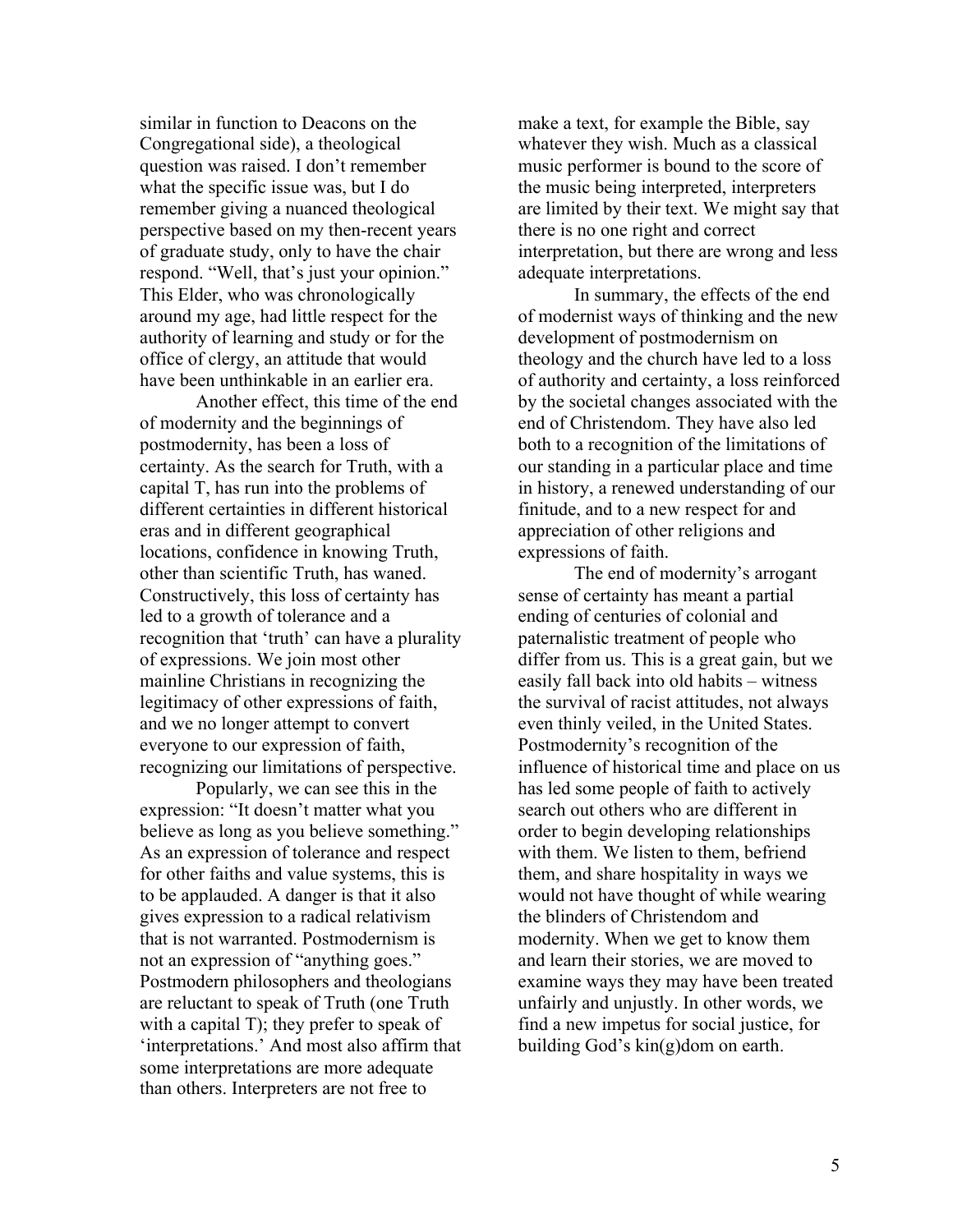similar in function to Deacons on the Congregational side), a theological question was raised. I don't remember what the specific issue was, but I do remember giving a nuanced theological perspective based on my then-recent years of graduate study, only to have the chair respond. "Well, that's just your opinion." This Elder, who was chronologically around my age, had little respect for the authority of learning and study or for the office of clergy, an attitude that would have been unthinkable in an earlier era.

Another effect, this time of the end of modernity and the beginnings of postmodernity, has been a loss of certainty. As the search for Truth, with a capital T, has run into the problems of different certainties in different historical eras and in different geographical locations, confidence in knowing Truth, other than scientific Truth, has waned. Constructively, this loss of certainty has led to a growth of tolerance and a recognition that 'truth' can have a plurality of expressions. We join most other mainline Christians in recognizing the legitimacy of other expressions of faith, and we no longer attempt to convert everyone to our expression of faith, recognizing our limitations of perspective.

Popularly, we can see this in the expression: "It doesn't matter what you believe as long as you believe something." As an expression of tolerance and respect for other faiths and value systems, this is to be applauded. A danger is that it also gives expression to a radical relativism that is not warranted. Postmodernism is not an expression of "anything goes." Postmodern philosophers and theologians are reluctant to speak of Truth (one Truth with a capital T); they prefer to speak of 'interpretations.' And most also affirm that some interpretations are more adequate than others. Interpreters are not free to make a text, for example the Bible, say whatever they wish. Much as a classical music performer is bound to the score of the music being interpreted, interpreters are limited by their text. We might say that there is no one right and correct interpretation, but there are wrong and less adequate interpretations.

In summary, the effects of the end of modernist ways of thinking and the new development of postmodernism on theology and the church have led to a loss of authority and certainty, a loss reinforced by the societal changes associated with the end of Christendom. They have also led both to a recognition of the limitations of our standing in a particular place and time in history, a renewed understanding of our finitude, and to a new respect for and appreciation of other religions and expressions of faith.

The end of modernity's arrogant sense of certainty has meant a partial ending of centuries of colonial and paternalistic treatment of people who differ from us. This is a great gain, but we easily fall back into old habits – witness the survival of racist attitudes, not always even thinly veiled, in the United States. Postmodernity's recognition of the influence of historical time and place on us has led some people of faith to actively search out others who are different in order to begin developing relationships with them. We listen to them, befriend them, and share hospitality in ways we would not have thought of while wearing the blinders of Christendom and modernity. When we get to know them and learn their stories, we are moved to examine ways they may have been treated unfairly and unjustly. In other words, we find a new impetus for social justice, for building God's kin(g)dom on earth.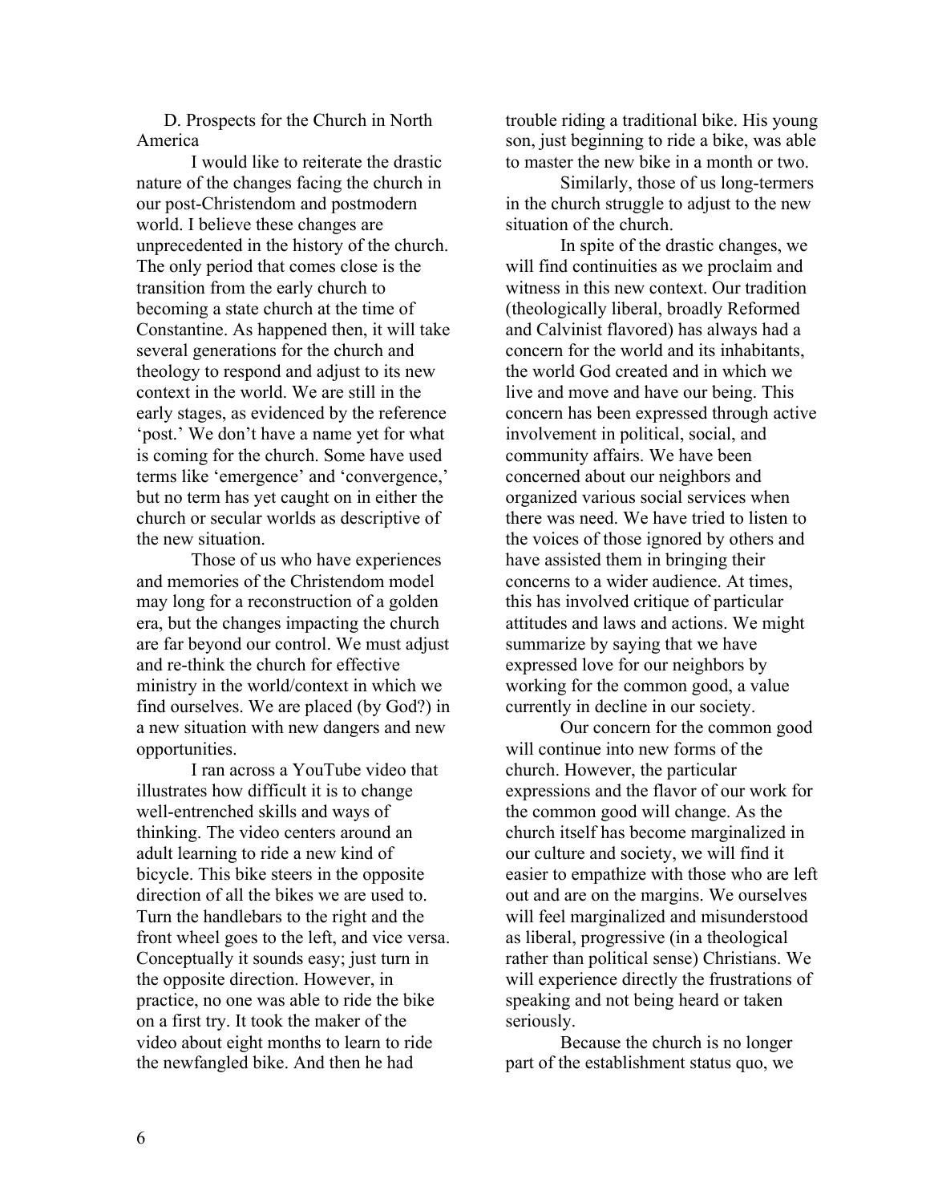### D. Prospects for the Church in North America

I would like to reiterate the drastic nature of the changes facing the church in our post-Christendom and postmodern world. I believe these changes are unprecedented in the history of the church. The only period that comes close is the transition from the early church to becoming a state church at the time of Constantine. As happened then, it will take several generations for the church and theology to respond and adjust to its new context in the world. We are still in the early stages, as evidenced by the reference 'post.' We don't have a name yet for what is coming for the church. Some have used terms like 'emergence' and 'convergence,' but no term has yet caught on in either the church or secular worlds as descriptive of the new situation.

Those of us who have experiences and memories of the Christendom model may long for a reconstruction of a golden era, but the changes impacting the church are far beyond our control. We must adjust and re-think the church for effective ministry in the world/context in which we find ourselves. We are placed (by God?) in a new situation with new dangers and new opportunities.

I ran across a YouTube video that illustrates how difficult it is to change well-entrenched skills and ways of thinking. The video centers around an adult learning to ride a new kind of bicycle. This bike steers in the opposite direction of all the bikes we are used to. Turn the handlebars to the right and the front wheel goes to the left, and vice versa. Conceptually it sounds easy; just turn in the opposite direction. However, in practice, no one was able to ride the bike on a first try. It took the maker of the video about eight months to learn to ride the newfangled bike. And then he had trouble riding a traditional bike. His young son, just beginning to ride a bike, was able to master the new bike in a month or two.

Similarly, those of us long-termers in the church struggle to adjust to the new situation of the church.

In spite of the drastic changes, we will find continuities as we proclaim and witness in this new context. Our tradition (theologically liberal, broadly Reformed and Calvinist flavored) has always had a concern for the world and its inhabitants, the world God created and in which we live and move and have our being. This concern has been expressed through active involvement in political, social, and community affairs. We have been concerned about our neighbors and organized various social services when there was need. We have tried to listen to the voices of those ignored by others and have assisted them in bringing their concerns to a wider audience. At times, this has involved critique of particular attitudes and laws and actions. We might summarize by saying that we have expressed love for our neighbors by working for the common good, a value currently in decline in our society.

Our concern for the common good will continue into new forms of the church. However, the particular expressions and the flavor of our work for the common good will change. As the church itself has become marginalized in our culture and society, we will find it easier to empathize with those who are left out and are on the margins. We ourselves will feel marginalized and misunderstood as liberal, progressive (in a theological rather than political sense) Christians. We will experience directly the frustrations of speaking and not being heard or taken seriously.

Because the church is no longer part of the establishment status quo, we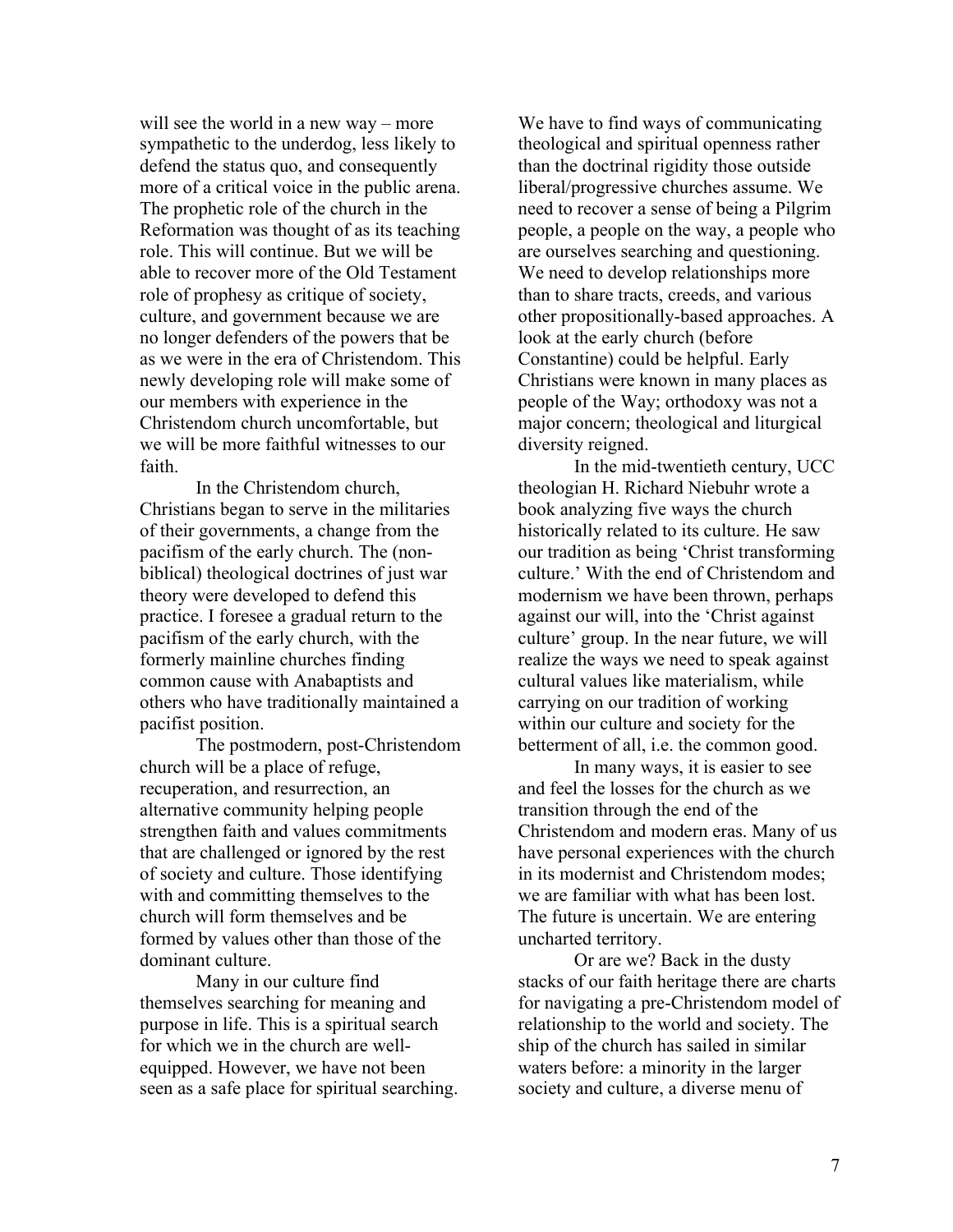will see the world in a new way – more sympathetic to the underdog, less likely to defend the status quo, and consequently more of a critical voice in the public arena. The prophetic role of the church in the Reformation was thought of as its teaching role. This will continue. But we will be able to recover more of the Old Testament role of prophesy as critique of society, culture, and government because we are no longer defenders of the powers that be as we were in the era of Christendom. This newly developing role will make some of our members with experience in the Christendom church uncomfortable, but we will be more faithful witnesses to our faith.

In the Christendom church, Christians began to serve in the militaries of their governments, a change from the pacifism of the early church. The (non-biblical) theological doctrines of just war theory were developed to defend this practice. I foresee a gradual return to the pacifism of the early church, with the formerly mainline churches finding common cause with Anabaptists and others who have traditionally maintained a pacifist position.

The postmodern, post-Christendom church will be a place of refuge, recuperation, and resurrection, an alternative community helping people strengthen faith and values commitments that are challenged or ignored by the rest of society and culture. Those identifying with and committing themselves to the church will form themselves and be formed by values other than those of the dominant culture.

Many in our culture find themselves searching for meaning and purpose in life. This is a spiritual search for which we in the church are well-equipped. However, we have not been seen as a safe place for spiritual searching. We have to find ways of communicating theological and spiritual openness rather than the doctrinal rigidity those outside liberal/progressive churches assume. We need to recover a sense of being a Pilgrim people, a people on the way, a people who are ourselves searching and questioning. We need to develop relationships more than to share tracts, creeds, and various other propositionally-based approaches. A look at the early church (before Constantine) could be helpful. Early Christians were known in many places as people of the Way; orthodoxy was not a major concern; theological and liturgical diversity reigned.

In the mid-twentieth century, UCC theologian H. Richard Niebuhr wrote a book analyzing five ways the church historically related to its culture. He saw our tradition as being 'Christ transforming culture.' With the end of Christendom and modernism we have been thrown, perhaps against our will, into the 'Christ against culture' group. In the near future, we will realize the ways we need to speak against cultural values like materialism, while carrying on our tradition of working within our culture and society for the betterment of all, i.e. the common good.

In many ways, it is easier to see and feel the losses for the church as we transition through the end of the Christendom and modern eras. Many of us have personal experiences with the church in its modernist and Christendom modes; we are familiar with what has been lost. The future is uncertain. We are entering uncharted territory.

Or are we? Back in the dusty stacks of our faith heritage there are charts for navigating a pre-Christendom model of relationship to the world and society. The ship of the church has sailed in similar waters before: a minority in the larger society and culture, a diverse menu of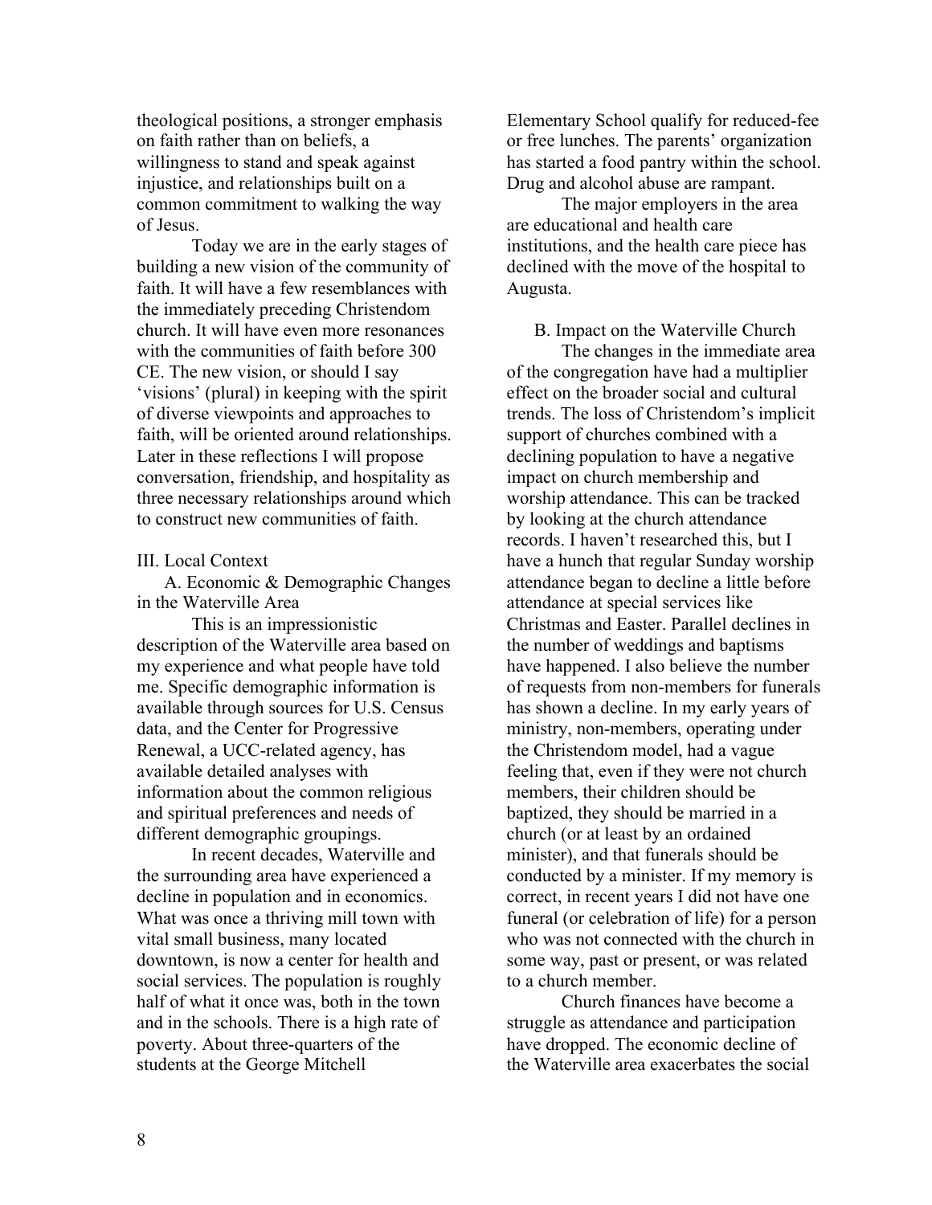theological positions, a stronger emphasis on faith rather than on beliefs, a willingness to stand and speak against injustice, and relationships built on a common commitment to walking the way of Jesus.

Today we are in the early stages of building a new vision of the community of faith. It will have a few resemblances with the immediately preceding Christendom church. It will have even more resonances with the communities of faith before 300 CE. The new vision, or should I say 'visions' (plural) in keeping with the spirit of diverse viewpoints and approaches to faith, will be oriented around relationships. Later in these reflections I will propose conversation, friendship, and hospitality as three necessary relationships around which to construct new communities of faith.

## III. Local Context

### A. Economic & Demographic Changes in the Waterville Area

This is an impressionistic description of the Waterville area based on my experience and what people have told me. Specific demographic information is available through sources for U.S. Census data, and the Center for Progressive Renewal, a UCC-related agency, has available detailed analyses with information about the common religious and spiritual preferences and needs of different demographic groupings.

In recent decades, Waterville and the surrounding area have experienced a decline in population and in economics. What was once a thriving mill town with vital small business, many located downtown, is now a center for health and social services. The population is roughly half of what it once was, both in the town and in the schools. There is a high rate of poverty. About three-quarters of the students at the George Mitchell Elementary School qualify for reduced-fee or free lunches. The parents' organization has started a food pantry within the school. Drug and alcohol abuse are rampant.

The major employers in the area are educational and health care institutions, and the health care piece has declined with the move of the hospital to Augusta.

### B. Impact on the Waterville Church

The changes in the immediate area of the congregation have had a multiplier effect on the broader social and cultural trends. The loss of Christendom's implicit support of churches combined with a declining population to have a negative impact on church membership and worship attendance. This can be tracked by looking at the church attendance records. I haven't researched this, but I have a hunch that regular Sunday worship attendance began to decline a little before attendance at special services like Christmas and Easter. Parallel declines in the number of weddings and baptisms have happened. I also believe the number of requests from non-members for funerals has shown a decline. In my early years of ministry, non-members, operating under the Christendom model, had a vague feeling that, even if they were not church members, their children should be baptized, they should be married in a church (or at least by an ordained minister), and that funerals should be conducted by a minister. If my memory is correct, in recent years I did not have one funeral (or celebration of life) for a person who was not connected with the church in some way, past or present, or was related to a church member.

Church finances have become a struggle as attendance and participation have dropped. The economic decline of the Waterville area exacerbates the social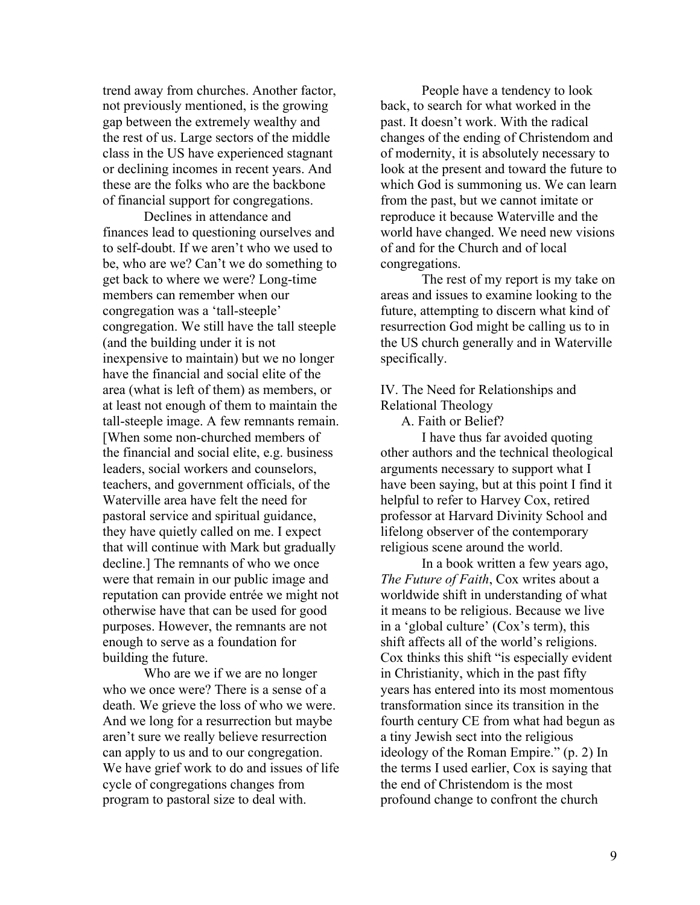trend away from churches. Another factor, not previously mentioned, is the growing gap between the extremely wealthy and the rest of us. Large sectors of the middle class in the US have experienced stagnant or declining incomes in recent years. And these are the folks who are the backbone of financial support for congregations.

Declines in attendance and finances lead to questioning ourselves and to self-doubt. If we aren't who we used to be, who are we? Can't we do something to get back to where we were? Long-time members can remember when our congregation was a 'tall-steeple' congregation. We still have the tall steeple (and the building under it is not inexpensive to maintain) but we no longer have the financial and social elite of the area (what is left of them) as members, or at least not enough of them to maintain the tall-steeple image. A few remnants remain. [When some non-churched members of the financial and social elite, e.g. business leaders, social workers and counselors, teachers, and government officials, of the Waterville area have felt the need for pastoral service and spiritual guidance, they have quietly called on me. I expect that will continue with Mark but gradually decline.] The remnants of who we once were that remain in our public image and reputation can provide entrée we might not otherwise have that can be used for good purposes. However, the remnants are not enough to serve as a foundation for building the future.

Who are we if we are no longer who we once were? There is a sense of a death. We grieve the loss of who we were. And we long for a resurrection but maybe aren't sure we really believe resurrection can apply to us and to our congregation. We have grief work to do and issues of life cycle of congregations changes from program to pastoral size to deal with.

People have a tendency to look back, to search for what worked in the past. It doesn't work. With the radical changes of the ending of Christendom and of modernity, it is absolutely necessary to look at the present and toward the future to which God is summoning us. We can learn from the past, but we cannot imitate or reproduce it because Waterville and the world have changed. We need new visions of and for the Church and of local congregations.

The rest of my report is my take on areas and issues to examine looking to the future, attempting to discern what kind of resurrection God might be calling us to in the US church generally and in Waterville specifically.

## IV. The Need for Relationships and Relational Theology

### A. Faith or Belief?

I have thus far avoided quoting other authors and the technical theological arguments necessary to support what I have been saying, but at this point I find it helpful to refer to Harvey Cox, retired professor at Harvard Divinity School and lifelong observer of the contemporary religious scene around the world.

In a book written a few years ago, *The Future of Faith*, Cox writes about a worldwide shift in understanding of what it means to be religious. Because we live in a 'global culture' (Cox's term), this shift affects all of the world's religions. Cox thinks this shift "is especially evident in Christianity, which in the past fifty years has entered into its most momentous transformation since its transition in the fourth century CE from what had begun as a tiny Jewish sect into the religious ideology of the Roman Empire." (p. 2) In the terms I used earlier, Cox is saying that the end of Christendom is the most profound change to confront the church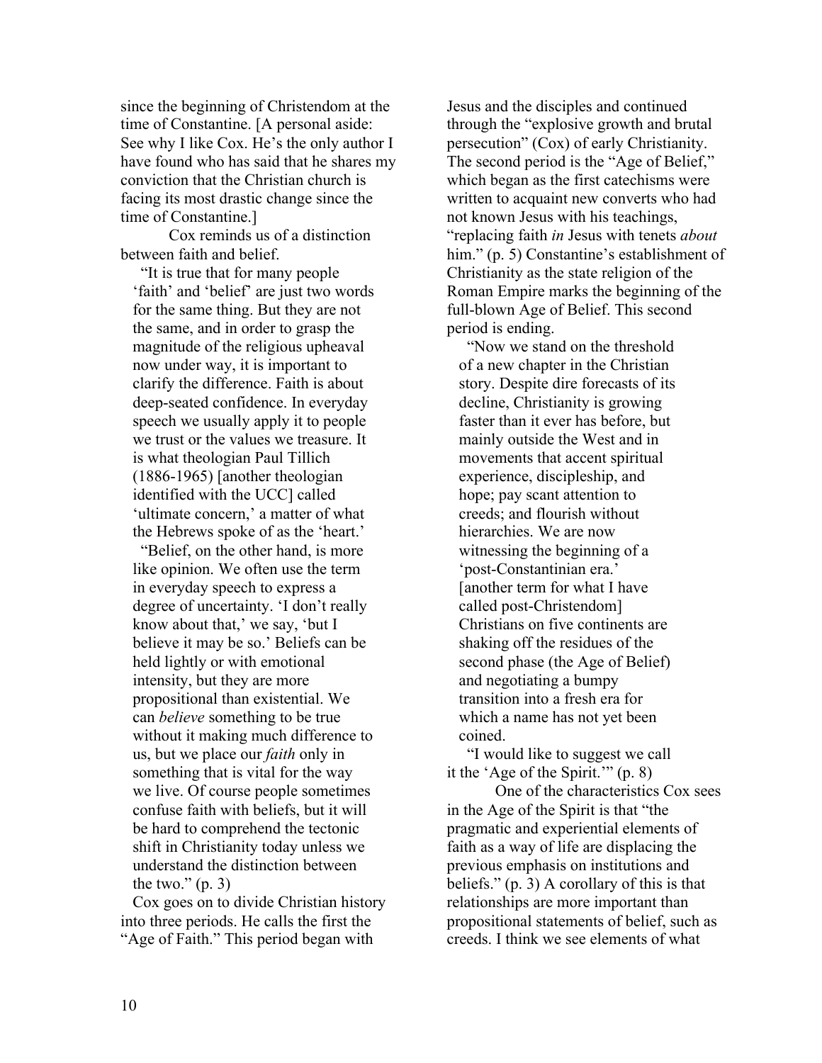since the beginning of Christendom at the time of Constantine. [A personal aside: See why I like Cox. He's the only author I have found who has said that he shares my conviction that the Christian church is facing its most drastic change since the time of Constantine.]

Cox reminds us of a distinction between faith and belief.

> "It is true that for many people 'faith' and 'belief' are just two words for the same thing. But they are not the same, and in order to grasp the magnitude of the religious upheaval now under way, it is important to clarify the difference. Faith is about deep-seated confidence. In everyday speech we usually apply it to people we trust or the values we treasure. It is what theologian Paul Tillich (1886-1965) [another theologian identified with the UCC] called 'ultimate concern,' a matter of what the Hebrews spoke of as the 'heart.'
>
> "Belief, on the other hand, is more like opinion. We often use the term in everyday speech to express a degree of uncertainty. 'I don't really know about that,' we say, 'but I believe it may be so.' Beliefs can be held lightly or with emotional intensity, but they are more propositional than existential. We can *believe* something to be true without it making much difference to us, but we place our *faith* only in something that is vital for the way we live. Of course people sometimes confuse faith with beliefs, but it will be hard to comprehend the tectonic shift in Christianity today unless we understand the distinction between the two." (p. 3)

Cox goes on to divide Christian history into three periods. He calls the first the "Age of Faith." This period began with Jesus and the disciples and continued through the "explosive growth and brutal persecution" (Cox) of early Christianity. The second period is the "Age of Belief," which began as the first catechisms were written to acquaint new converts who had not known Jesus with his teachings, "replacing faith *in* Jesus with tenets *about* him." (p. 5) Constantine's establishment of Christianity as the state religion of the Roman Empire marks the beginning of the full-blown Age of Belief. This second period is ending.

> "Now we stand on the threshold of a new chapter in the Christian story. Despite dire forecasts of its decline, Christianity is growing faster than it ever has before, but mainly outside the West and in movements that accent spiritual experience, discipleship, and hope; pay scant attention to creeds; and flourish without hierarchies. We are now witnessing the beginning of a 'post-Constantinian era.' [another term for what I have called post-Christendom] Christians on five continents are shaking off the residues of the second phase (the Age of Belief) and negotiating a bumpy transition into a fresh era for which a name has not yet been coined.
>
> "I would like to suggest we call it the 'Age of the Spirit.'" (p. 8)

One of the characteristics Cox sees in the Age of the Spirit is that "the pragmatic and experiential elements of faith as a way of life are displacing the previous emphasis on institutions and beliefs." (p. 3) A corollary of this is that relationships are more important than propositional statements of belief, such as creeds. I think we see elements of what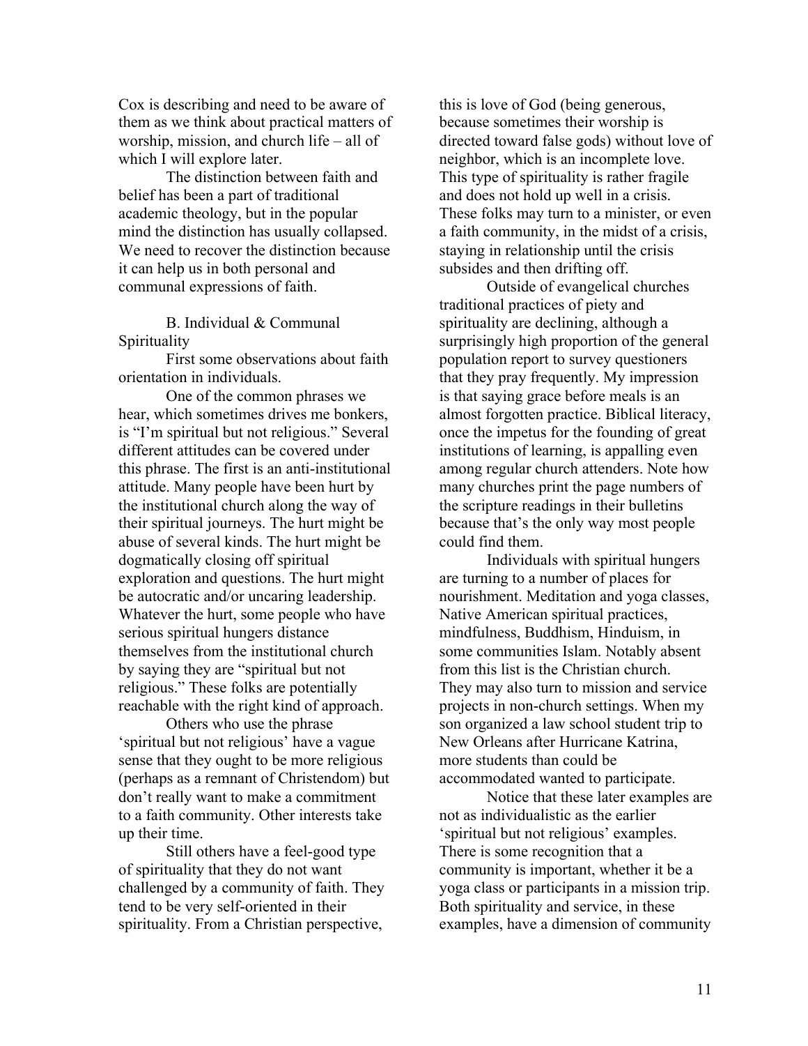Cox is describing and need to be aware of them as we think about practical matters of worship, mission, and church life – all of which I will explore later.

The distinction between faith and belief has been a part of traditional academic theology, but in the popular mind the distinction has usually collapsed. We need to recover the distinction because it can help us in both personal and communal expressions of faith.

### B. Individual & Communal Spirituality

First some observations about faith orientation in individuals.

One of the common phrases we hear, which sometimes drives me bonkers, is "I'm spiritual but not religious." Several different attitudes can be covered under this phrase. The first is an anti-institutional attitude. Many people have been hurt by the institutional church along the way of their spiritual journeys. The hurt might be abuse of several kinds. The hurt might be dogmatically closing off spiritual exploration and questions. The hurt might be autocratic and/or uncaring leadership. Whatever the hurt, some people who have serious spiritual hungers distance themselves from the institutional church by saying they are "spiritual but not religious." These folks are potentially reachable with the right kind of approach.

Others who use the phrase 'spiritual but not religious' have a vague sense that they ought to be more religious (perhaps as a remnant of Christendom) but don't really want to make a commitment to a faith community. Other interests take up their time.

Still others have a feel-good type of spirituality that they do not want challenged by a community of faith. They tend to be very self-oriented in their spirituality. From a Christian perspective, this is love of God (being generous, because sometimes their worship is directed toward false gods) without love of neighbor, which is an incomplete love. This type of spirituality is rather fragile and does not hold up well in a crisis. These folks may turn to a minister, or even a faith community, in the midst of a crisis, staying in relationship until the crisis subsides and then drifting off.

Outside of evangelical churches traditional practices of piety and spirituality are declining, although a surprisingly high proportion of the general population report to survey questioners that they pray frequently. My impression is that saying grace before meals is an almost forgotten practice. Biblical literacy, once the impetus for the founding of great institutions of learning, is appalling even among regular church attenders. Note how many churches print the page numbers of the scripture readings in their bulletins because that's the only way most people could find them.

Individuals with spiritual hungers are turning to a number of places for nourishment. Meditation and yoga classes, Native American spiritual practices, mindfulness, Buddhism, Hinduism, in some communities Islam. Notably absent from this list is the Christian church. They may also turn to mission and service projects in non-church settings. When my son organized a law school student trip to New Orleans after Hurricane Katrina, more students than could be accommodated wanted to participate.

Notice that these later examples are not as individualistic as the earlier 'spiritual but not religious' examples. There is some recognition that a community is important, whether it be a yoga class or participants in a mission trip. Both spirituality and service, in these examples, have a dimension of community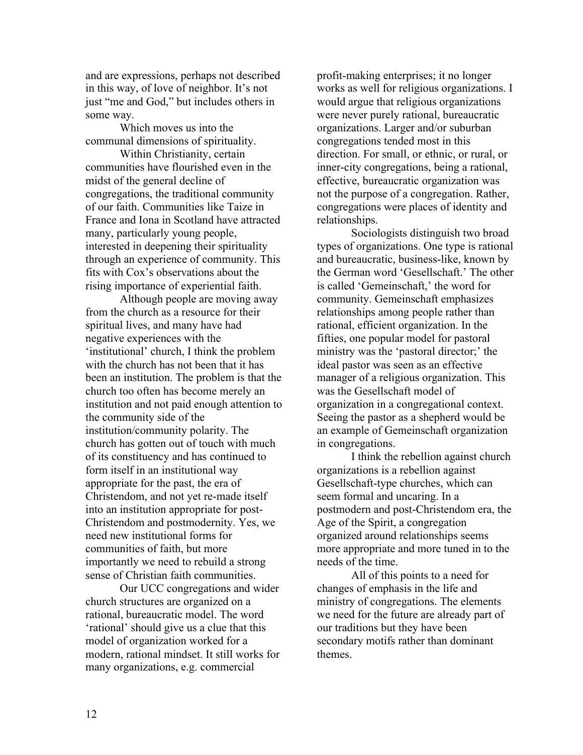and are expressions, perhaps not described in this way, of love of neighbor. It's not just "me and God," but includes others in some way.

Which moves us into the communal dimensions of spirituality.

Within Christianity, certain communities have flourished even in the midst of the general decline of congregations, the traditional community of our faith. Communities like Taize in France and Iona in Scotland have attracted many, particularly young people, interested in deepening their spirituality through an experience of community. This fits with Cox's observations about the rising importance of experiential faith.

Although people are moving away from the church as a resource for their spiritual lives, and many have had negative experiences with the 'institutional' church, I think the problem with the church has not been that it has been an institution. The problem is that the church too often has become merely an institution and not paid enough attention to the community side of the institution/community polarity. The church has gotten out of touch with much of its constituency and has continued to form itself in an institutional way appropriate for the past, the era of Christendom, and not yet re-made itself into an institution appropriate for post-Christendom and postmodernity. Yes, we need new institutional forms for communities of faith, but more importantly we need to rebuild a strong sense of Christian faith communities.

Our UCC congregations and wider church structures are organized on a rational, bureaucratic model. The word 'rational' should give us a clue that this model of organization worked for a modern, rational mindset. It still works for many organizations, e.g. commercial profit-making enterprises; it no longer works as well for religious organizations. I would argue that religious organizations were never purely rational, bureaucratic organizations. Larger and/or suburban congregations tended most in this direction. For small, or ethnic, or rural, or inner-city congregations, being a rational, effective, bureaucratic organization was not the purpose of a congregation. Rather, congregations were places of identity and relationships.

Sociologists distinguish two broad types of organizations. One type is rational and bureaucratic, business-like, known by the German word 'Gesellschaft.' The other is called 'Gemeinschaft,' the word for community. Gemeinschaft emphasizes relationships among people rather than rational, efficient organization. In the fifties, one popular model for pastoral ministry was the 'pastoral director;' the ideal pastor was seen as an effective manager of a religious organization. This was the Gesellschaft model of organization in a congregational context. Seeing the pastor as a shepherd would be an example of Gemeinschaft organization in congregations.

I think the rebellion against church organizations is a rebellion against Gesellschaft-type churches, which can seem formal and uncaring. In a postmodern and post-Christendom era, the Age of the Spirit, a congregation organized around relationships seems more appropriate and more tuned in to the needs of the time.

All of this points to a need for changes of emphasis in the life and ministry of congregations. The elements we need for the future are already part of our traditions but they have been secondary motifs rather than dominant themes.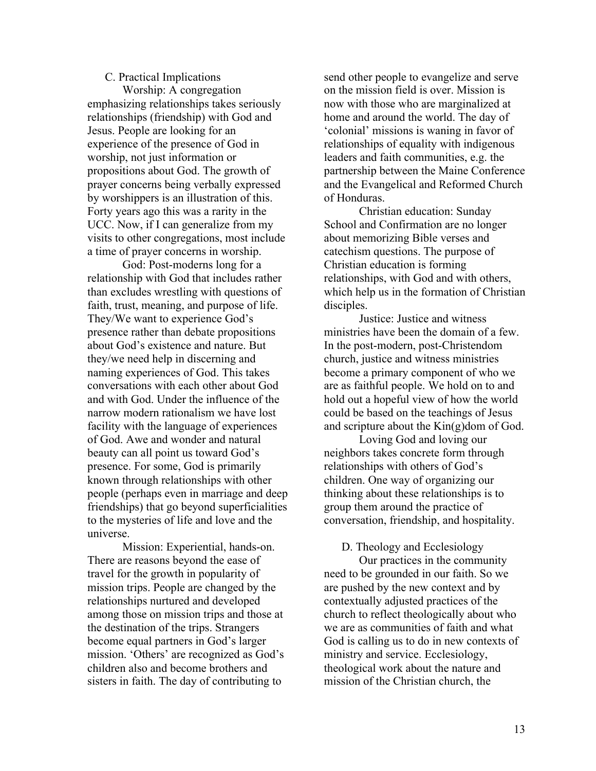### C. Practical Implications

Worship: A congregation emphasizing relationships takes seriously relationships (friendship) with God and Jesus. People are looking for an experience of the presence of God in worship, not just information or propositions about God. The growth of prayer concerns being verbally expressed by worshippers is an illustration of this. Forty years ago this was a rarity in the UCC. Now, if I can generalize from my visits to other congregations, most include a time of prayer concerns in worship.

God: Post-moderns long for a relationship with God that includes rather than excludes wrestling with questions of faith, trust, meaning, and purpose of life. They/We want to experience God's presence rather than debate propositions about God's existence and nature. But they/we need help in discerning and naming experiences of God. This takes conversations with each other about God and with God. Under the influence of the narrow modern rationalism we have lost facility with the language of experiences of God. Awe and wonder and natural beauty can all point us toward God's presence. For some, God is primarily known through relationships with other people (perhaps even in marriage and deep friendships) that go beyond superficialities to the mysteries of life and love and the universe.

Mission: Experiential, hands-on. There are reasons beyond the ease of travel for the growth in popularity of mission trips. People are changed by the relationships nurtured and developed among those on mission trips and those at the destination of the trips. Strangers become equal partners in God's larger mission. 'Others' are recognized as God's children also and become brothers and sisters in faith. The day of contributing to send other people to evangelize and serve on the mission field is over. Mission is now with those who are marginalized at home and around the world. The day of 'colonial' missions is waning in favor of relationships of equality with indigenous leaders and faith communities, e.g. the partnership between the Maine Conference and the Evangelical and Reformed Church of Honduras.

Christian education: Sunday School and Confirmation are no longer about memorizing Bible verses and catechism questions. The purpose of Christian education is forming relationships, with God and with others, which help us in the formation of Christian disciples.

Justice: Justice and witness ministries have been the domain of a few. In the post-modern, post-Christendom church, justice and witness ministries become a primary component of who we are as faithful people. We hold on to and hold out a hopeful view of how the world could be based on the teachings of Jesus and scripture about the Kin(g)dom of God.

Loving God and loving our neighbors takes concrete form through relationships with others of God's children. One way of organizing our thinking about these relationships is to group them around the practice of conversation, friendship, and hospitality.

### D. Theology and Ecclesiology

Our practices in the community need to be grounded in our faith. So we are pushed by the new context and by contextually adjusted practices of the church to reflect theologically about who we are as communities of faith and what God is calling us to do in new contexts of ministry and service. Ecclesiology, theological work about the nature and mission of the Christian church, the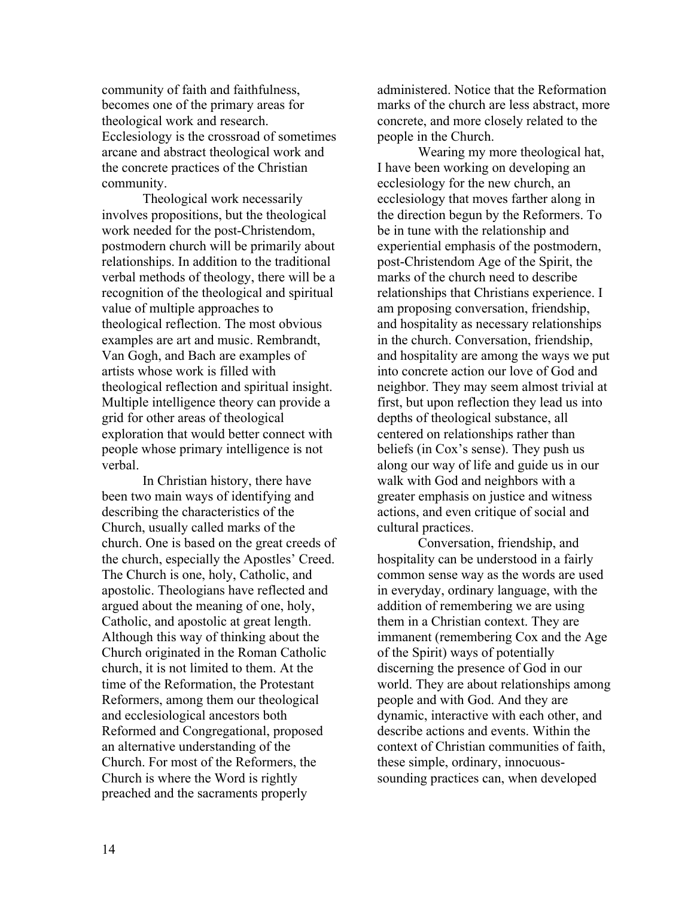community of faith and faithfulness, becomes one of the primary areas for theological work and research. Ecclesiology is the crossroad of sometimes arcane and abstract theological work and the concrete practices of the Christian community.

Theological work necessarily involves propositions, but the theological work needed for the post-Christendom, postmodern church will be primarily about relationships. In addition to the traditional verbal methods of theology, there will be a recognition of the theological and spiritual value of multiple approaches to theological reflection. The most obvious examples are art and music. Rembrandt, Van Gogh, and Bach are examples of artists whose work is filled with theological reflection and spiritual insight. Multiple intelligence theory can provide a grid for other areas of theological exploration that would better connect with people whose primary intelligence is not verbal.

In Christian history, there have been two main ways of identifying and describing the characteristics of the Church, usually called marks of the church. One is based on the great creeds of the church, especially the Apostles' Creed. The Church is one, holy, Catholic, and apostolic. Theologians have reflected and argued about the meaning of one, holy, Catholic, and apostolic at great length. Although this way of thinking about the Church originated in the Roman Catholic church, it is not limited to them. At the time of the Reformation, the Protestant Reformers, among them our theological and ecclesiological ancestors both Reformed and Congregational, proposed an alternative understanding of the Church. For most of the Reformers, the Church is where the Word is rightly preached and the sacraments properly administered. Notice that the Reformation marks of the church are less abstract, more concrete, and more closely related to the people in the Church.

Wearing my more theological hat, I have been working on developing an ecclesiology for the new church, an ecclesiology that moves farther along in the direction begun by the Reformers. To be in tune with the relationship and experiential emphasis of the postmodern, post-Christendom Age of the Spirit, the marks of the church need to describe relationships that Christians experience. I am proposing conversation, friendship, and hospitality as necessary relationships in the church. Conversation, friendship, and hospitality are among the ways we put into concrete action our love of God and neighbor. They may seem almost trivial at first, but upon reflection they lead us into depths of theological substance, all centered on relationships rather than beliefs (in Cox's sense). They push us along our way of life and guide us in our walk with God and neighbors with a greater emphasis on justice and witness actions, and even critique of social and cultural practices.

Conversation, friendship, and hospitality can be understood in a fairly common sense way as the words are used in everyday, ordinary language, with the addition of remembering we are using them in a Christian context. They are immanent (remembering Cox and the Age of the Spirit) ways of potentially discerning the presence of God in our world. They are about relationships among people and with God. And they are dynamic, interactive with each other, and describe actions and events. Within the context of Christian communities of faith, these simple, ordinary, innocuous-sounding practices can, when developed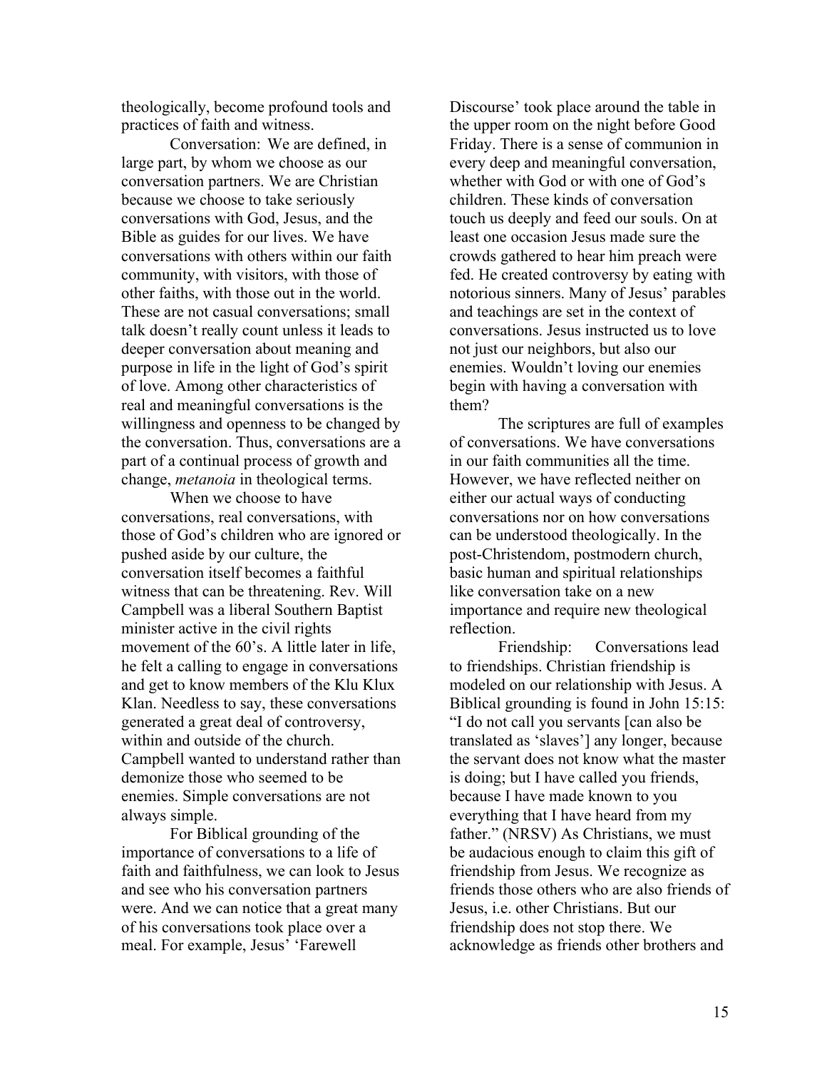theologically, become profound tools and practices of faith and witness.

Conversation: We are defined, in large part, by whom we choose as our conversation partners. We are Christian because we choose to take seriously conversations with God, Jesus, and the Bible as guides for our lives. We have conversations with others within our faith community, with visitors, with those of other faiths, with those out in the world. These are not casual conversations; small talk doesn't really count unless it leads to deeper conversation about meaning and purpose in life in the light of God's spirit of love. Among other characteristics of real and meaningful conversations is the willingness and openness to be changed by the conversation. Thus, conversations are a part of a continual process of growth and change, *metanoia* in theological terms.

When we choose to have conversations, real conversations, with those of God's children who are ignored or pushed aside by our culture, the conversation itself becomes a faithful witness that can be threatening. Rev. Will Campbell was a liberal Southern Baptist minister active in the civil rights movement of the 60's. A little later in life, he felt a calling to engage in conversations and get to know members of the Klu Klux Klan. Needless to say, these conversations generated a great deal of controversy, within and outside of the church. Campbell wanted to understand rather than demonize those who seemed to be enemies. Simple conversations are not always simple.

For Biblical grounding of the importance of conversations to a life of faith and faithfulness, we can look to Jesus and see who his conversation partners were. And we can notice that a great many of his conversations took place over a meal. For example, Jesus' 'Farewell Discourse' took place around the table in the upper room on the night before Good Friday. There is a sense of communion in every deep and meaningful conversation, whether with God or with one of God's children. These kinds of conversation touch us deeply and feed our souls. On at least one occasion Jesus made sure the crowds gathered to hear him preach were fed. He created controversy by eating with notorious sinners. Many of Jesus' parables and teachings are set in the context of conversations. Jesus instructed us to love not just our neighbors, but also our enemies. Wouldn't loving our enemies begin with having a conversation with them?

The scriptures are full of examples of conversations. We have conversations in our faith communities all the time. However, we have reflected neither on either our actual ways of conducting conversations nor on how conversations can be understood theologically. In the post-Christendom, postmodern church, basic human and spiritual relationships like conversation take on a new importance and require new theological reflection.

Friendship: Conversations lead to friendships. Christian friendship is modeled on our relationship with Jesus. A Biblical grounding is found in John 15:15: "I do not call you servants [can also be translated as 'slaves'] any longer, because the servant does not know what the master is doing; but I have called you friends, because I have made known to you everything that I have heard from my father." (NRSV) As Christians, we must be audacious enough to claim this gift of friendship from Jesus. We recognize as friends those others who are also friends of Jesus, i.e. other Christians. But our friendship does not stop there. We acknowledge as friends other brothers and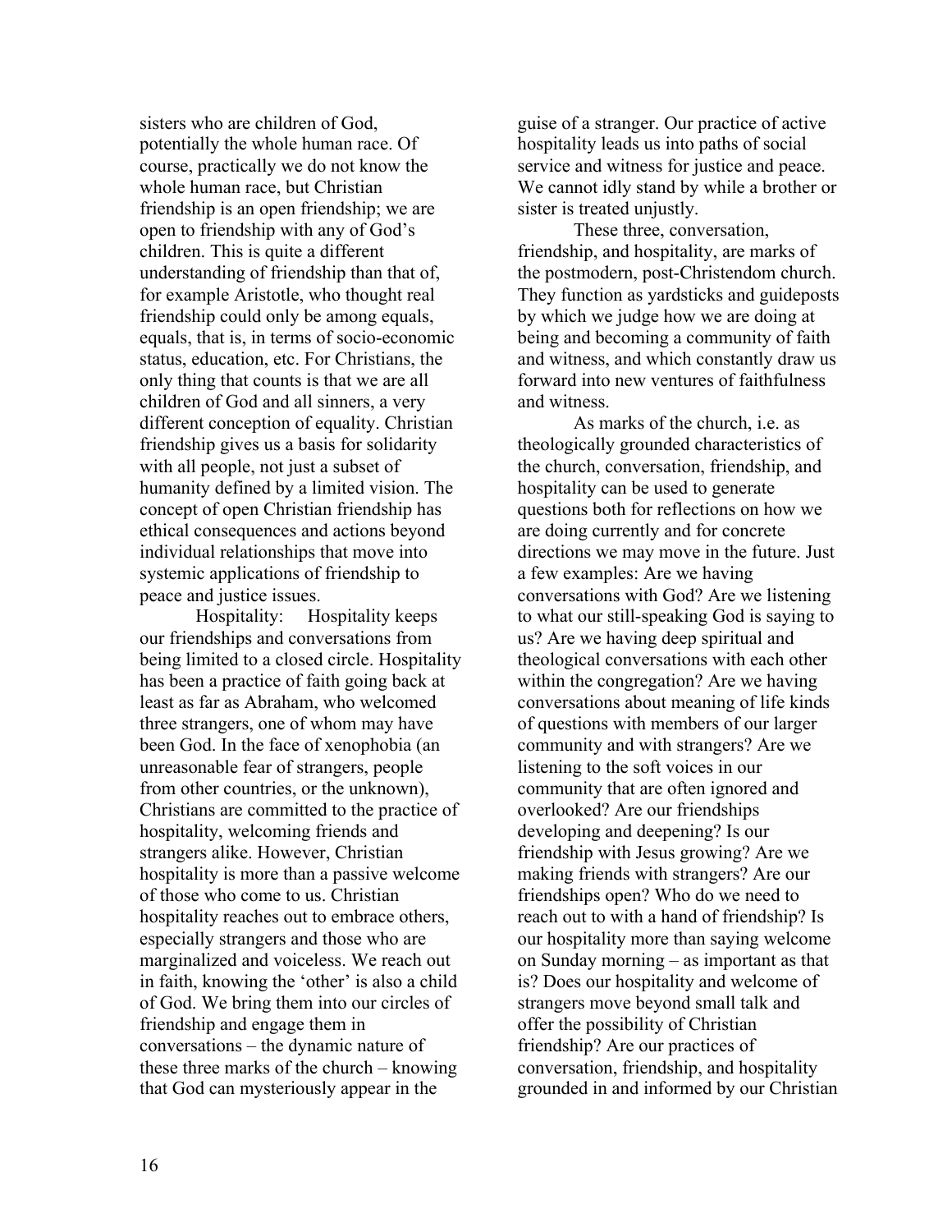sisters who are children of God, potentially the whole human race. Of course, practically we do not know the whole human race, but Christian friendship is an open friendship; we are open to friendship with any of God's children. This is quite a different understanding of friendship than that of, for example Aristotle, who thought real friendship could only be among equals, equals, that is, in terms of socio-economic status, education, etc. For Christians, the only thing that counts is that we are all children of God and all sinners, a very different conception of equality. Christian friendship gives us a basis for solidarity with all people, not just a subset of humanity defined by a limited vision. The concept of open Christian friendship has ethical consequences and actions beyond individual relationships that move into systemic applications of friendship to peace and justice issues.

Hospitality: Hospitality keeps our friendships and conversations from being limited to a closed circle. Hospitality has been a practice of faith going back at least as far as Abraham, who welcomed three strangers, one of whom may have been God. In the face of xenophobia (an unreasonable fear of strangers, people from other countries, or the unknown), Christians are committed to the practice of hospitality, welcoming friends and strangers alike. However, Christian hospitality is more than a passive welcome of those who come to us. Christian hospitality reaches out to embrace others, especially strangers and those who are marginalized and voiceless. We reach out in faith, knowing the 'other' is also a child of God. We bring them into our circles of friendship and engage them in conversations – the dynamic nature of these three marks of the church – knowing that God can mysteriously appear in the guise of a stranger. Our practice of active hospitality leads us into paths of social service and witness for justice and peace. We cannot idly stand by while a brother or sister is treated unjustly.

These three, conversation, friendship, and hospitality, are marks of the postmodern, post-Christendom church. They function as yardsticks and guideposts by which we judge how we are doing at being and becoming a community of faith and witness, and which constantly draw us forward into new ventures of faithfulness and witness.

As marks of the church, i.e. as theologically grounded characteristics of the church, conversation, friendship, and hospitality can be used to generate questions both for reflections on how we are doing currently and for concrete directions we may move in the future. Just a few examples: Are we having conversations with God? Are we listening to what our still-speaking God is saying to us? Are we having deep spiritual and theological conversations with each other within the congregation? Are we having conversations about meaning of life kinds of questions with members of our larger community and with strangers? Are we listening to the soft voices in our community that are often ignored and overlooked? Are our friendships developing and deepening? Is our friendship with Jesus growing? Are we making friends with strangers? Are our friendships open? Who do we need to reach out to with a hand of friendship? Is our hospitality more than saying welcome on Sunday morning – as important as that is? Does our hospitality and welcome of strangers move beyond small talk and offer the possibility of Christian friendship? Are our practices of conversation, friendship, and hospitality grounded in and informed by our Christian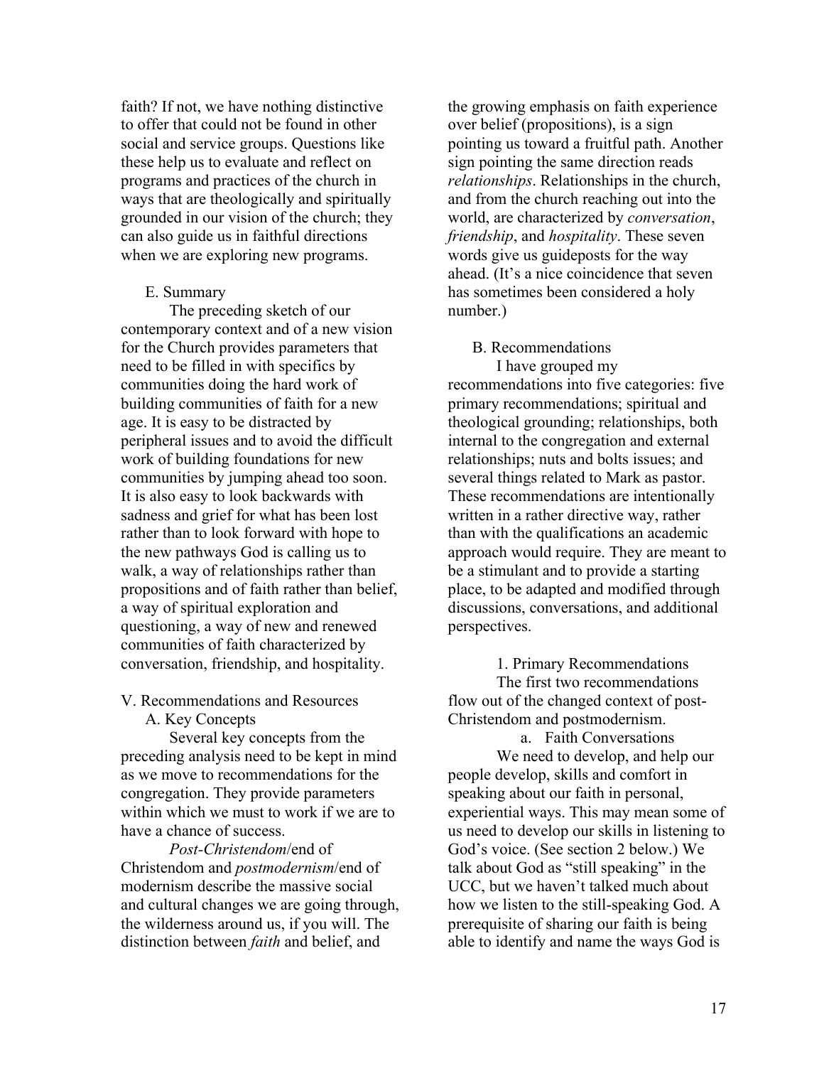faith? If not, we have nothing distinctive to offer that could not be found in other social and service groups. Questions like these help us to evaluate and reflect on programs and practices of the church in ways that are theologically and spiritually grounded in our vision of the church; they can also guide us in faithful directions when we are exploring new programs.

### E. Summary

The preceding sketch of our contemporary context and of a new vision for the Church provides parameters that need to be filled in with specifics by communities doing the hard work of building communities of faith for a new age. It is easy to be distracted by peripheral issues and to avoid the difficult work of building foundations for new communities by jumping ahead too soon. It is also easy to look backwards with sadness and grief for what has been lost rather than to look forward with hope to the new pathways God is calling us to walk, a way of relationships rather than propositions and of faith rather than belief, a way of spiritual exploration and questioning, a way of new and renewed communities of faith characterized by conversation, friendship, and hospitality.

## V. Recommendations and Resources

### A. Key Concepts

Several key concepts from the preceding analysis need to be kept in mind as we move to recommendations for the congregation. They provide parameters within which we must to work if we are to have a chance of success.

*Post-Christendom*/end of Christendom and *postmodernism*/end of modernism describe the massive social and cultural changes we are going through, the wilderness around us, if you will. The distinction between *faith* and belief, and the growing emphasis on faith experience over belief (propositions), is a sign pointing us toward a fruitful path. Another sign pointing the same direction reads *relationships*. Relationships in the church, and from the church reaching out into the world, are characterized by *conversation*, *friendship*, and *hospitality*. These seven words give us guideposts for the way ahead. (It's a nice coincidence that seven has sometimes been considered a holy number.)

### B. Recommendations

I have grouped my recommendations into five categories: five primary recommendations; spiritual and theological grounding; relationships, both internal to the congregation and external relationships; nuts and bolts issues; and several things related to Mark as pastor. These recommendations are intentionally written in a rather directive way, rather than with the qualifications an academic approach would require. They are meant to be a stimulant and to provide a starting place, to be adapted and modified through discussions, conversations, and additional perspectives.

#### 1. Primary Recommendations

The first two recommendations flow out of the changed context of post-Christendom and postmodernism.

##### a. Faith Conversations

We need to develop, and help our people develop, skills and comfort in speaking about our faith in personal, experiential ways. This may mean some of us need to develop our skills in listening to God's voice. (See section 2 below.) We talk about God as "still speaking" in the UCC, but we haven't talked much about how we listen to the still-speaking God. A prerequisite of sharing our faith is being able to identify and name the ways God is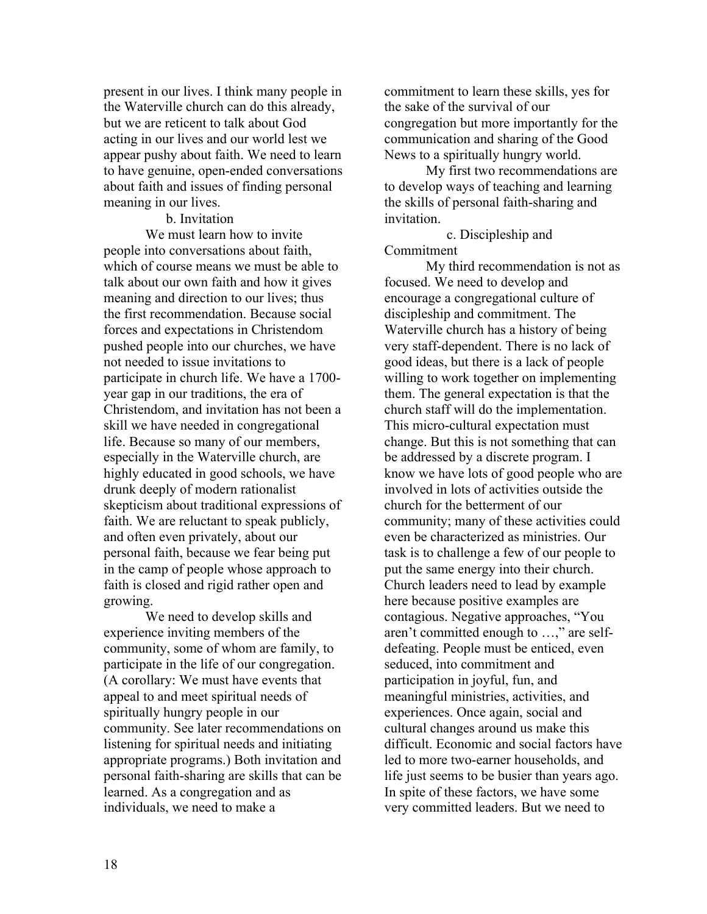present in our lives. I think many people in the Waterville church can do this already, but we are reticent to talk about God acting in our lives and our world lest we appear pushy about faith. We need to learn to have genuine, open-ended conversations about faith and issues of finding personal meaning in our lives.

### b. Invitation

We must learn how to invite people into conversations about faith, which of course means we must be able to talk about our own faith and how it gives meaning and direction to our lives; thus the first recommendation. Because social forces and expectations in Christendom pushed people into our churches, we have not needed to issue invitations to participate in church life. We have a 1700-year gap in our traditions, the era of Christendom, and invitation has not been a skill we have needed in congregational life. Because so many of our members, especially in the Waterville church, are highly educated in good schools, we have drunk deeply of modern rationalist skepticism about traditional expressions of faith. We are reluctant to speak publicly, and often even privately, about our personal faith, because we fear being put in the camp of people whose approach to faith is closed and rigid rather open and growing.

We need to develop skills and experience inviting members of the community, some of whom are family, to participate in the life of our congregation. (A corollary: We must have events that appeal to and meet spiritual needs of spiritually hungry people in our community. See later recommendations on listening for spiritual needs and initiating appropriate programs.) Both invitation and personal faith-sharing are skills that can be learned. As a congregation and as individuals, we need to make a commitment to learn these skills, yes for the sake of the survival of our congregation but more importantly for the communication and sharing of the Good News to a spiritually hungry world.

My first two recommendations are to develop ways of teaching and learning the skills of personal faith-sharing and invitation.

### c. Discipleship and Commitment

My third recommendation is not as focused. We need to develop and encourage a congregational culture of discipleship and commitment. The Waterville church has a history of being very staff-dependent. There is no lack of good ideas, but there is a lack of people willing to work together on implementing them. The general expectation is that the church staff will do the implementation. This micro-cultural expectation must change. But this is not something that can be addressed by a discrete program. I know we have lots of good people who are involved in lots of activities outside the church for the betterment of our community; many of these activities could even be characterized as ministries. Our task is to challenge a few of our people to put the same energy into their church. Church leaders need to lead by example here because positive examples are contagious. Negative approaches, "You aren't committed enough to …," are self-defeating. People must be enticed, even seduced, into commitment and participation in joyful, fun, and meaningful ministries, activities, and experiences. Once again, social and cultural changes around us make this difficult. Economic and social factors have led to more two-earner households, and life just seems to be busier than years ago. In spite of these factors, we have some very committed leaders. But we need to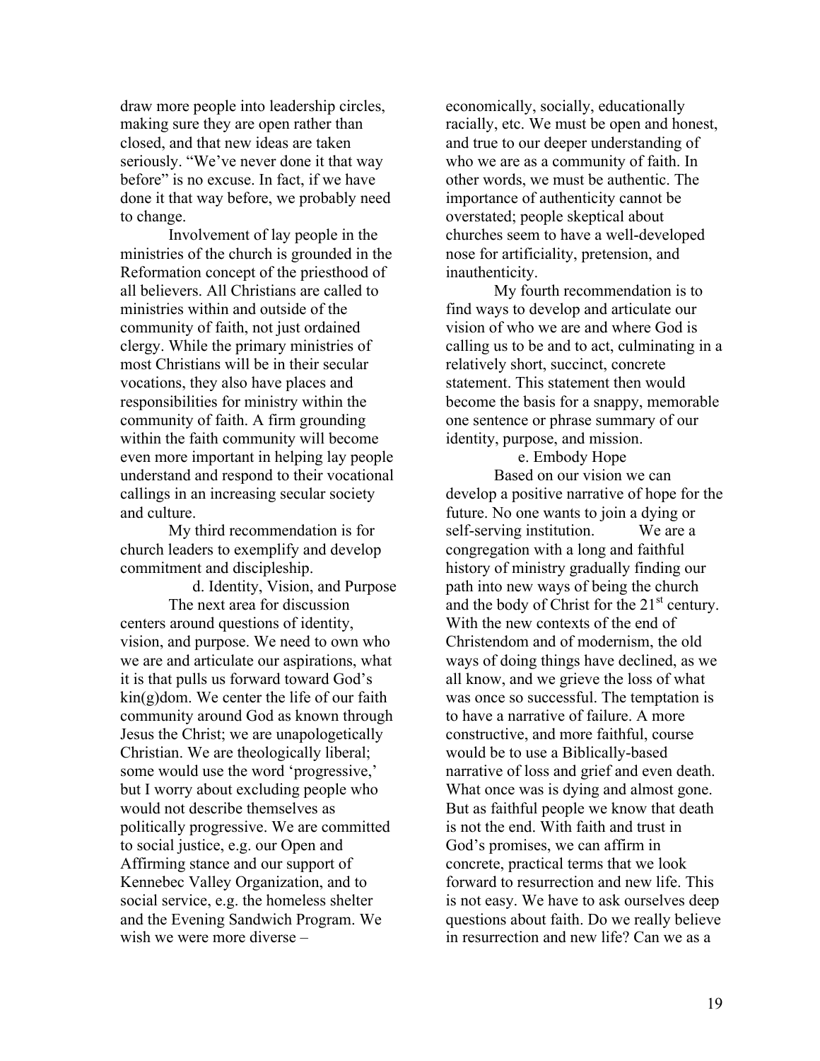draw more people into leadership circles, making sure they are open rather than closed, and that new ideas are taken seriously. "We've never done it that way before" is no excuse. In fact, if we have done it that way before, we probably need to change.

Involvement of lay people in the ministries of the church is grounded in the Reformation concept of the priesthood of all believers. All Christians are called to ministries within and outside of the community of faith, not just ordained clergy. While the primary ministries of most Christians will be in their secular vocations, they also have places and responsibilities for ministry within the community of faith. A firm grounding within the faith community will become even more important in helping lay people understand and respond to their vocational callings in an increasing secular society and culture.

My third recommendation is for church leaders to exemplify and develop commitment and discipleship.

### d. Identity, Vision, and Purpose

The next area for discussion centers around questions of identity, vision, and purpose. We need to own who we are and articulate our aspirations, what it is that pulls us forward toward God's kin(g)dom. We center the life of our faith community around God as known through Jesus the Christ; we are unapologetically Christian. We are theologically liberal; some would use the word 'progressive,' but I worry about excluding people who would not describe themselves as politically progressive. We are committed to social justice, e.g. our Open and Affirming stance and our support of Kennebec Valley Organization, and to social service, e.g. the homeless shelter and the Evening Sandwich Program. We wish we were more diverse – economically, socially, educationally racially, etc. We must be open and honest, and true to our deeper understanding of who we are as a community of faith. In other words, we must be authentic. The importance of authenticity cannot be overstated; people skeptical about churches seem to have a well-developed nose for artificiality, pretension, and inauthenticity.

My fourth recommendation is to find ways to develop and articulate our vision of who we are and where God is calling us to be and to act, culminating in a relatively short, succinct, concrete statement. This statement then would become the basis for a snappy, memorable one sentence or phrase summary of our identity, purpose, and mission.

### e. Embody Hope

Based on our vision we can develop a positive narrative of hope for the future. No one wants to join a dying or self-serving institution. We are a congregation with a long and faithful history of ministry gradually finding our path into new ways of being the church and the body of Christ for the 21st century. With the new contexts of the end of Christendom and of modernism, the old ways of doing things have declined, as we all know, and we grieve the loss of what was once so successful. The temptation is to have a narrative of failure. A more constructive, and more faithful, course would be to use a Biblically-based narrative of loss and grief and even death. What once was is dying and almost gone. But as faithful people we know that death is not the end. With faith and trust in God's promises, we can affirm in concrete, practical terms that we look forward to resurrection and new life. This is not easy. We have to ask ourselves deep questions about faith. Do we really believe in resurrection and new life? Can we as a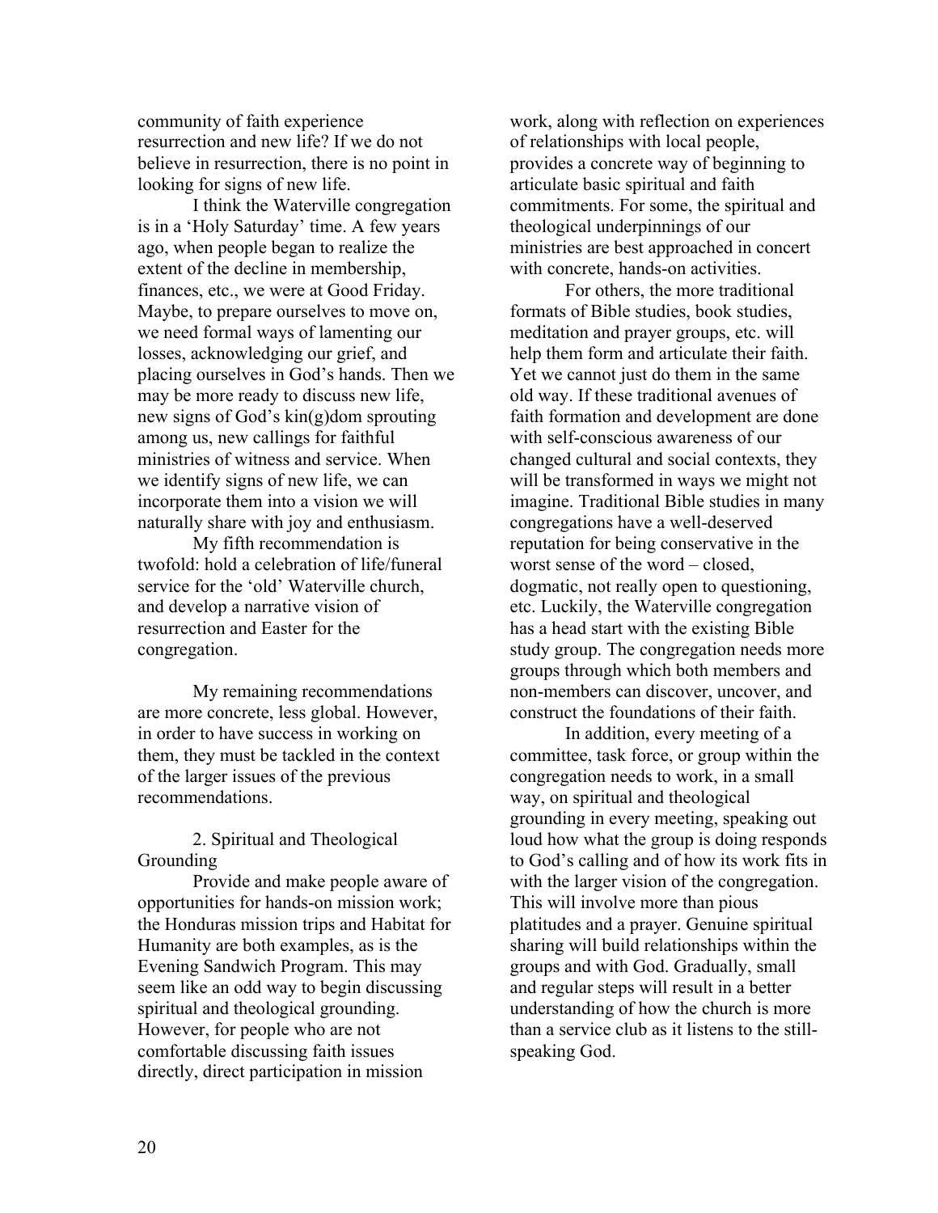community of faith experience resurrection and new life? If we do not believe in resurrection, there is no point in looking for signs of new life.

I think the Waterville congregation is in a 'Holy Saturday' time. A few years ago, when people began to realize the extent of the decline in membership, finances, etc., we were at Good Friday. Maybe, to prepare ourselves to move on, we need formal ways of lamenting our losses, acknowledging our grief, and placing ourselves in God's hands. Then we may be more ready to discuss new life, new signs of God's kin(g)dom sprouting among us, new callings for faithful ministries of witness and service. When we identify signs of new life, we can incorporate them into a vision we will naturally share with joy and enthusiasm.

My fifth recommendation is twofold: hold a celebration of life/funeral service for the 'old' Waterville church, and develop a narrative vision of resurrection and Easter for the congregation.

My remaining recommendations are more concrete, less global. However, in order to have success in working on them, they must be tackled in the context of the larger issues of the previous recommendations.

2. Spiritual and Theological Grounding

Provide and make people aware of opportunities for hands-on mission work; the Honduras mission trips and Habitat for Humanity are both examples, as is the Evening Sandwich Program. This may seem like an odd way to begin discussing spiritual and theological grounding. However, for people who are not comfortable discussing faith issues directly, direct participation in mission work, along with reflection on experiences of relationships with local people, provides a concrete way of beginning to articulate basic spiritual and faith commitments. For some, the spiritual and theological underpinnings of our ministries are best approached in concert with concrete, hands-on activities.

For others, the more traditional formats of Bible studies, book studies, meditation and prayer groups, etc. will help them form and articulate their faith. Yet we cannot just do them in the same old way. If these traditional avenues of faith formation and development are done with self-conscious awareness of our changed cultural and social contexts, they will be transformed in ways we might not imagine. Traditional Bible studies in many congregations have a well-deserved reputation for being conservative in the worst sense of the word – closed, dogmatic, not really open to questioning, etc. Luckily, the Waterville congregation has a head start with the existing Bible study group. The congregation needs more groups through which both members and non-members can discover, uncover, and construct the foundations of their faith.

In addition, every meeting of a committee, task force, or group within the congregation needs to work, in a small way, on spiritual and theological grounding in every meeting, speaking out loud how what the group is doing responds to God's calling and of how its work fits in with the larger vision of the congregation. This will involve more than pious platitudes and a prayer. Genuine spiritual sharing will build relationships within the groups and with God. Gradually, small and regular steps will result in a better understanding of how the church is more than a service club as it listens to the still-speaking God.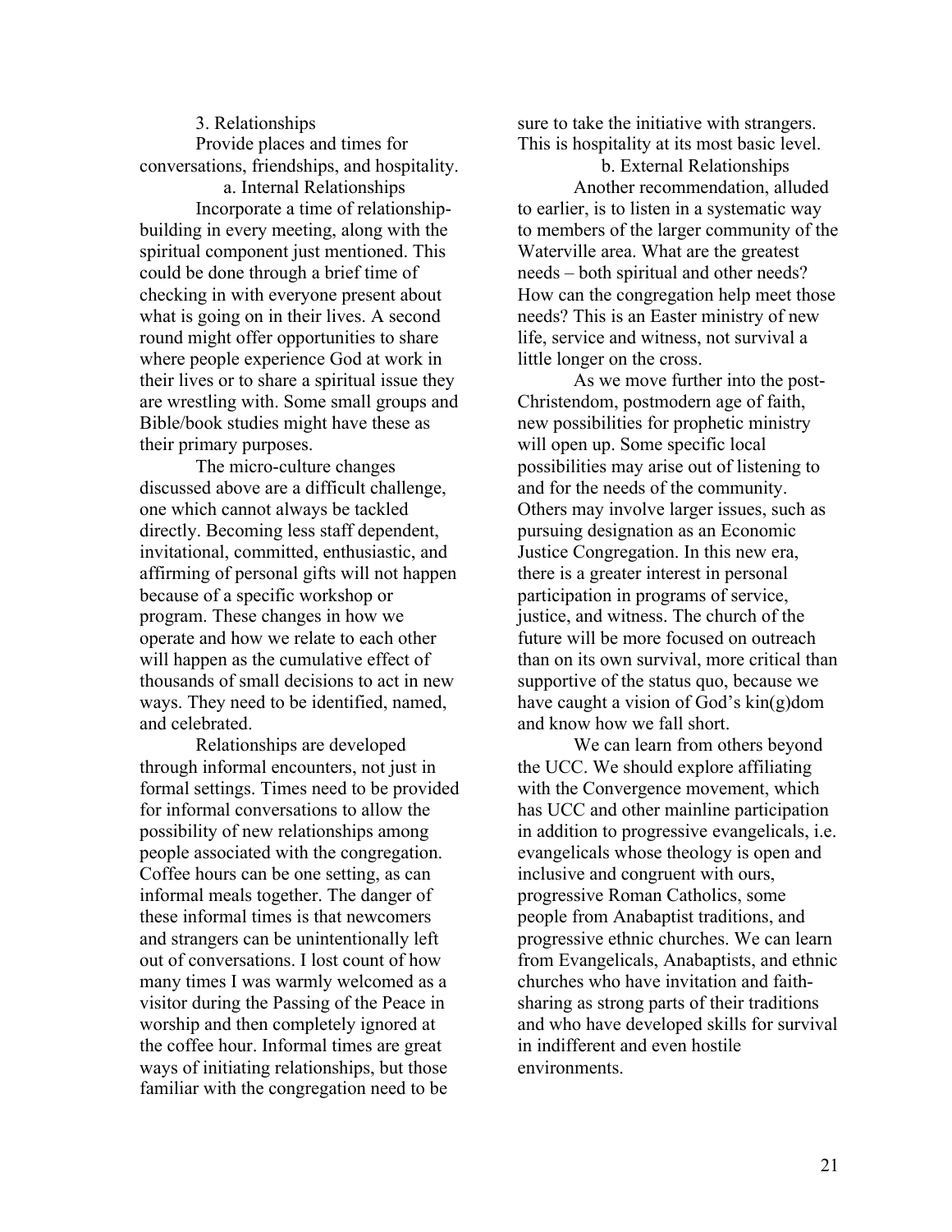### 3. Relationships

Provide places and times for conversations, friendships, and hospitality.

#### a. Internal Relationships

Incorporate a time of relationship-building in every meeting, along with the spiritual component just mentioned. This could be done through a brief time of checking in with everyone present about what is going on in their lives. A second round might offer opportunities to share where people experience God at work in their lives or to share a spiritual issue they are wrestling with. Some small groups and Bible/book studies might have these as their primary purposes.

The micro-culture changes discussed above are a difficult challenge, one which cannot always be tackled directly. Becoming less staff dependent, invitational, committed, enthusiastic, and affirming of personal gifts will not happen because of a specific workshop or program. These changes in how we operate and how we relate to each other will happen as the cumulative effect of thousands of small decisions to act in new ways. They need to be identified, named, and celebrated.

Relationships are developed through informal encounters, not just in formal settings. Times need to be provided for informal conversations to allow the possibility of new relationships among people associated with the congregation. Coffee hours can be one setting, as can informal meals together. The danger of these informal times is that newcomers and strangers can be unintentionally left out of conversations. I lost count of how many times I was warmly welcomed as a visitor during the Passing of the Peace in worship and then completely ignored at the coffee hour. Informal times are great ways of initiating relationships, but those familiar with the congregation need to be sure to take the initiative with strangers. This is hospitality at its most basic level.

#### b. External Relationships

Another recommendation, alluded to earlier, is to listen in a systematic way to members of the larger community of the Waterville area. What are the greatest needs – both spiritual and other needs? How can the congregation help meet those needs? This is an Easter ministry of new life, service and witness, not survival a little longer on the cross.

As we move further into the post-Christendom, postmodern age of faith, new possibilities for prophetic ministry will open up. Some specific local possibilities may arise out of listening to and for the needs of the community. Others may involve larger issues, such as pursuing designation as an Economic Justice Congregation. In this new era, there is a greater interest in personal participation in programs of service, justice, and witness. The church of the future will be more focused on outreach than on its own survival, more critical than supportive of the status quo, because we have caught a vision of God's kin(g)dom and know how we fall short.

We can learn from others beyond the UCC. We should explore affiliating with the Convergence movement, which has UCC and other mainline participation in addition to progressive evangelicals, i.e. evangelicals whose theology is open and inclusive and congruent with ours, progressive Roman Catholics, some people from Anabaptist traditions, and progressive ethnic churches. We can learn from Evangelicals, Anabaptists, and ethnic churches who have invitation and faith-sharing as strong parts of their traditions and who have developed skills for survival in indifferent and even hostile environments.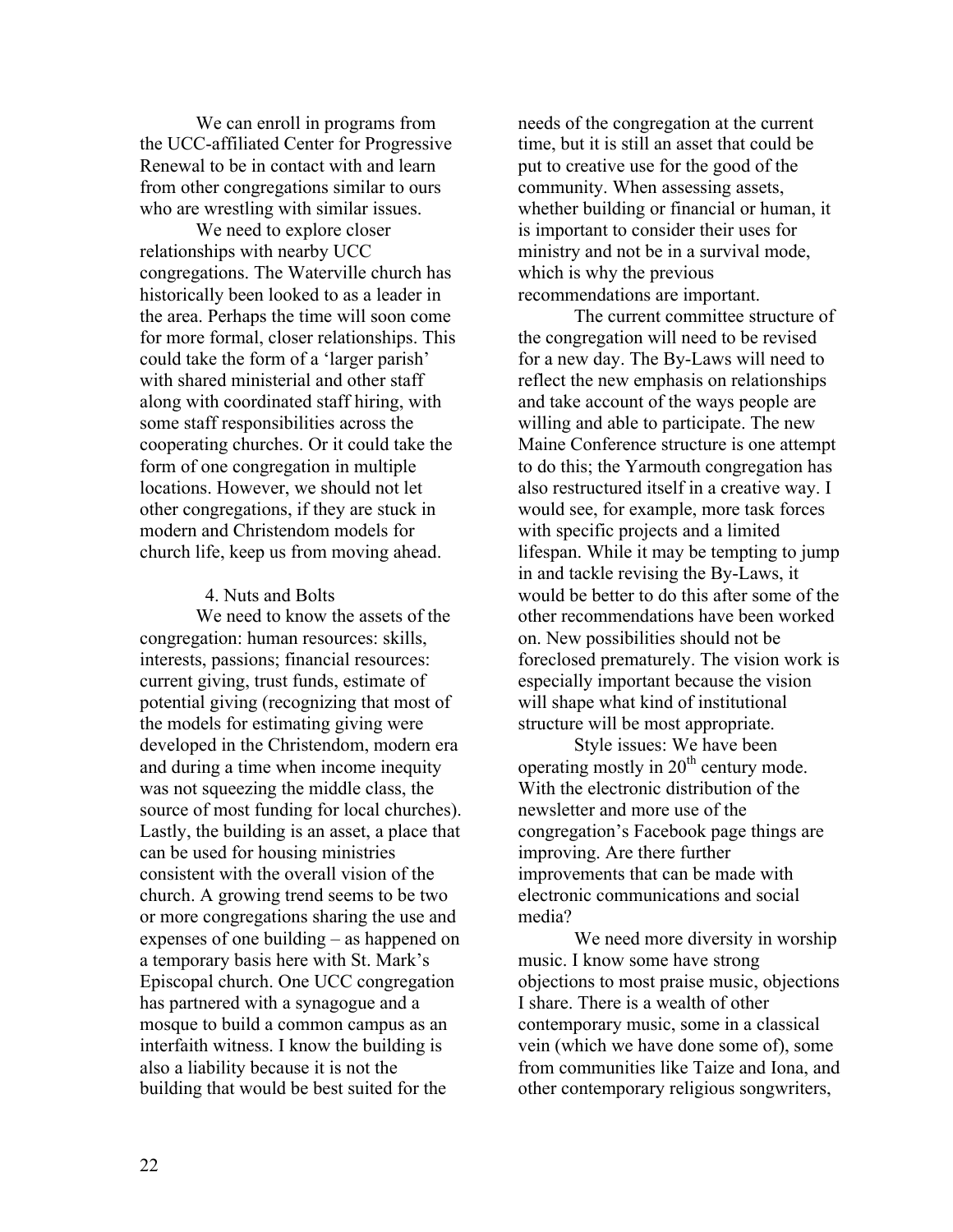We can enroll in programs from the UCC-affiliated Center for Progressive Renewal to be in contact with and learn from other congregations similar to ours who are wrestling with similar issues.

We need to explore closer relationships with nearby UCC congregations. The Waterville church has historically been looked to as a leader in the area. Perhaps the time will soon come for more formal, closer relationships. This could take the form of a 'larger parish' with shared ministerial and other staff along with coordinated staff hiring, with some staff responsibilities across the cooperating churches. Or it could take the form of one congregation in multiple locations. However, we should not let other congregations, if they are stuck in modern and Christendom models for church life, keep us from moving ahead.

4. Nuts and Bolts

We need to know the assets of the congregation: human resources: skills, interests, passions; financial resources: current giving, trust funds, estimate of potential giving (recognizing that most of the models for estimating giving were developed in the Christendom, modern era and during a time when income inequity was not squeezing the middle class, the source of most funding for local churches). Lastly, the building is an asset, a place that can be used for housing ministries consistent with the overall vision of the church. A growing trend seems to be two or more congregations sharing the use and expenses of one building – as happened on a temporary basis here with St. Mark's Episcopal church. One UCC congregation has partnered with a synagogue and a mosque to build a common campus as an interfaith witness. I know the building is also a liability because it is not the building that would be best suited for the needs of the congregation at the current time, but it is still an asset that could be put to creative use for the good of the community. When assessing assets, whether building or financial or human, it is important to consider their uses for ministry and not be in a survival mode, which is why the previous recommendations are important.

The current committee structure of the congregation will need to be revised for a new day. The By-Laws will need to reflect the new emphasis on relationships and take account of the ways people are willing and able to participate. The new Maine Conference structure is one attempt to do this; the Yarmouth congregation has also restructured itself in a creative way. I would see, for example, more task forces with specific projects and a limited lifespan. While it may be tempting to jump in and tackle revising the By-Laws, it would be better to do this after some of the other recommendations have been worked on. New possibilities should not be foreclosed prematurely. The vision work is especially important because the vision will shape what kind of institutional structure will be most appropriate.

Style issues: We have been operating mostly in 20th century mode. With the electronic distribution of the newsletter and more use of the congregation's Facebook page things are improving. Are there further improvements that can be made with electronic communications and social media?

We need more diversity in worship music. I know some have strong objections to most praise music, objections I share. There is a wealth of other contemporary music, some in a classical vein (which we have done some of), some from communities like Taize and Iona, and other contemporary religious songwriters,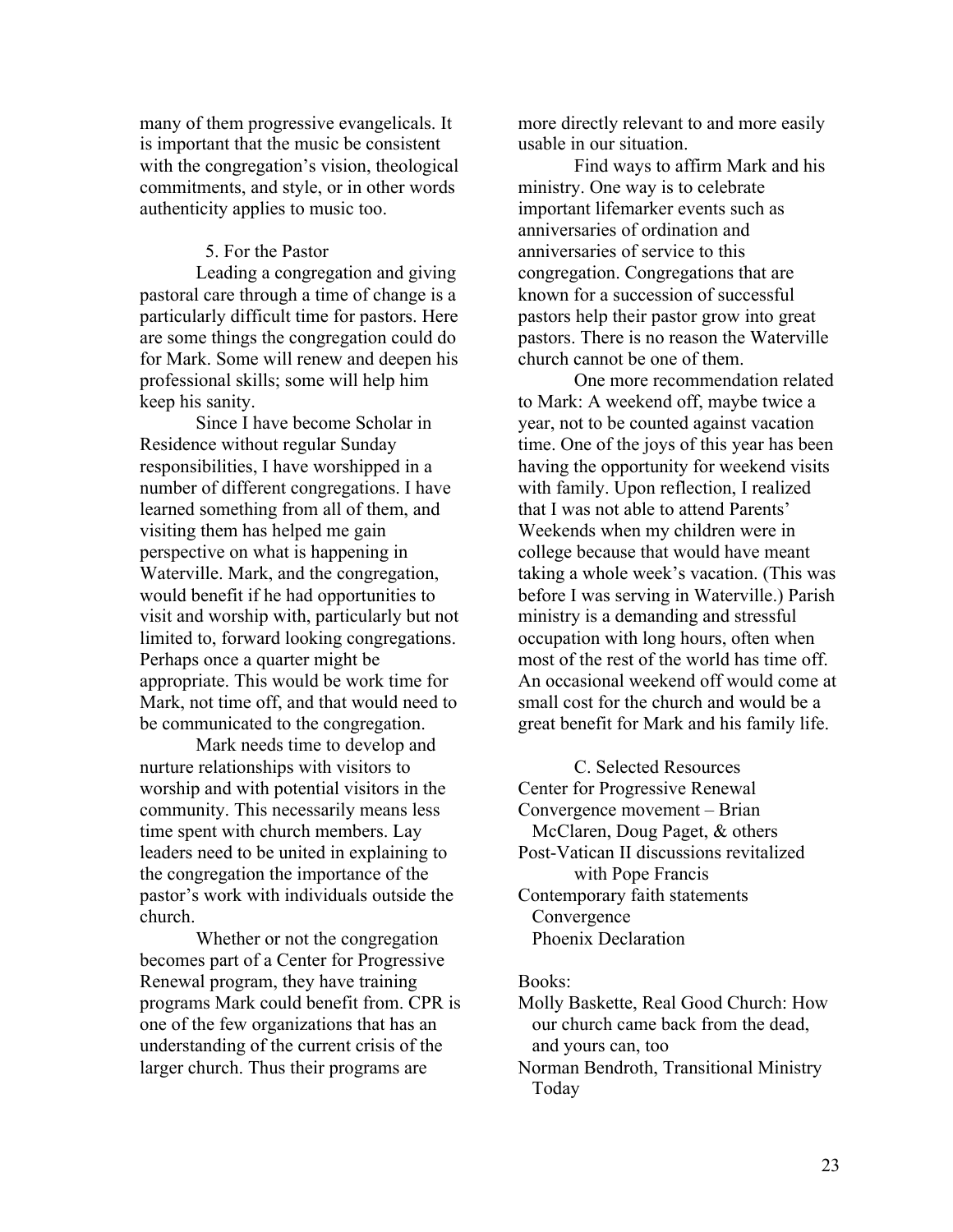many of them progressive evangelicals. It is important that the music be consistent with the congregation's vision, theological commitments, and style, or in other words authenticity applies to music too.

### 5. For the Pastor

Leading a congregation and giving pastoral care through a time of change is a particularly difficult time for pastors. Here are some things the congregation could do for Mark. Some will renew and deepen his professional skills; some will help him keep his sanity.

Since I have become Scholar in Residence without regular Sunday responsibilities, I have worshipped in a number of different congregations. I have learned something from all of them, and visiting them has helped me gain perspective on what is happening in Waterville. Mark, and the congregation, would benefit if he had opportunities to visit and worship with, particularly but not limited to, forward looking congregations. Perhaps once a quarter might be appropriate. This would be work time for Mark, not time off, and that would need to be communicated to the congregation.

Mark needs time to develop and nurture relationships with visitors to worship and with potential visitors in the community. This necessarily means less time spent with church members. Lay leaders need to be united in explaining to the congregation the importance of the pastor's work with individuals outside the church.

Whether or not the congregation becomes part of a Center for Progressive Renewal program, they have training programs Mark could benefit from. CPR is one of the few organizations that has an understanding of the current crisis of the larger church. Thus their programs are more directly relevant to and more easily usable in our situation.

Find ways to affirm Mark and his ministry. One way is to celebrate important lifemarker events such as anniversaries of ordination and anniversaries of service to this congregation. Congregations that are known for a succession of successful pastors help their pastor grow into great pastors. There is no reason the Waterville church cannot be one of them.

One more recommendation related to Mark: A weekend off, maybe twice a year, not to be counted against vacation time. One of the joys of this year has been having the opportunity for weekend visits with family. Upon reflection, I realized that I was not able to attend Parents' Weekends when my children were in college because that would have meant taking a whole week's vacation. (This was before I was serving in Waterville.) Parish ministry is a demanding and stressful occupation with long hours, often when most of the rest of the world has time off. An occasional weekend off would come at small cost for the church and would be a great benefit for Mark and his family life.

## C. Selected Resources

Center for Progressive Renewal
Convergence movement – Brian McClaren, Doug Paget, & others
Post-Vatican II discussions revitalized with Pope Francis
Contemporary faith statements
- Convergence
- Phoenix Declaration

Books:

Molly Baskette, Real Good Church: How our church came back from the dead, and yours can, too
Norman Bendroth, Transitional Ministry Today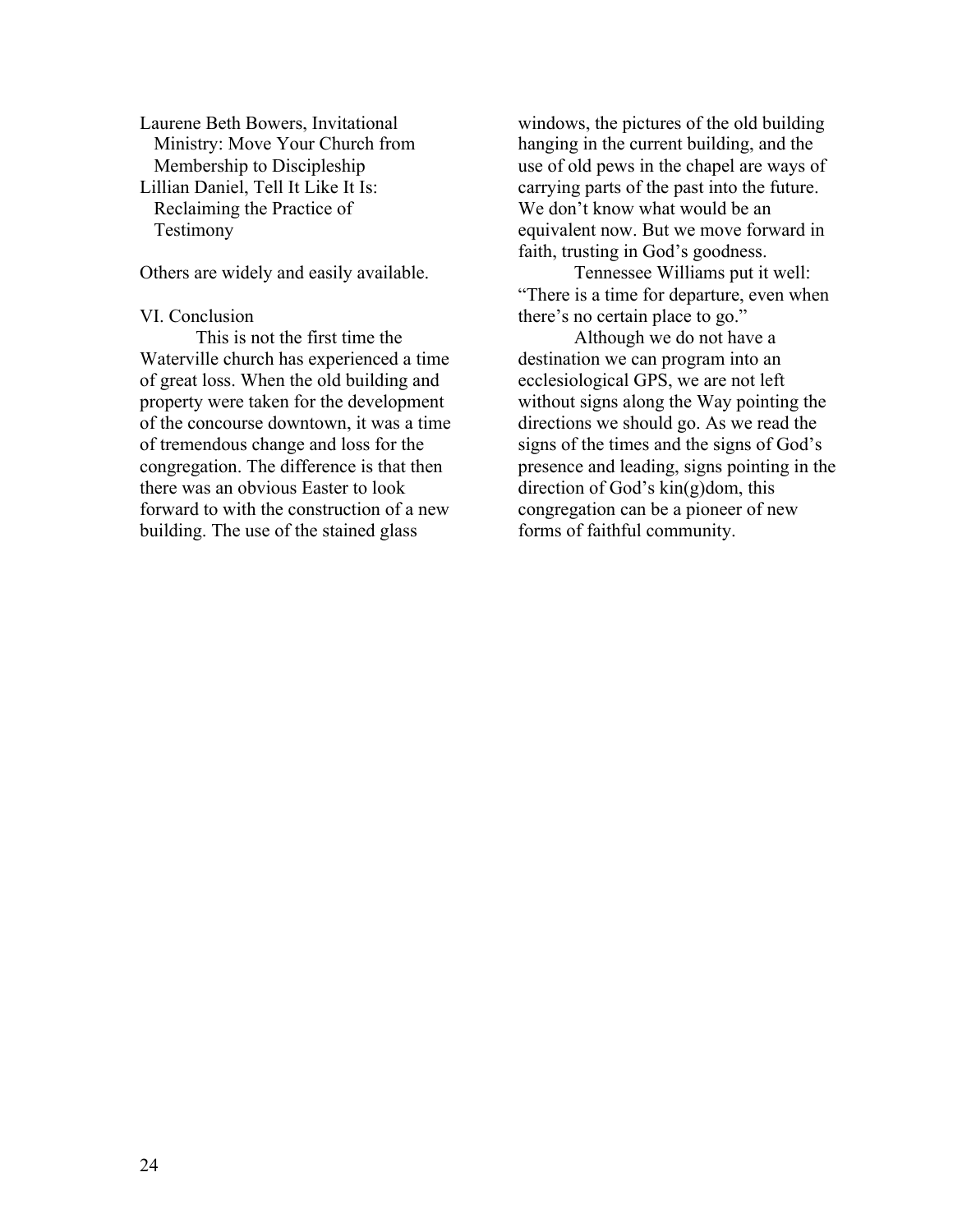Laurene Beth Bowers, Invitational Ministry: Move Your Church from Membership to Discipleship
Lillian Daniel, Tell It Like It Is: Reclaiming the Practice of Testimony

Others are widely and easily available.

VI. Conclusion

This is not the first time the Waterville church has experienced a time of great loss. When the old building and property were taken for the development of the concourse downtown, it was a time of tremendous change and loss for the congregation. The difference is that then there was an obvious Easter to look forward to with the construction of a new building. The use of the stained glass windows, the pictures of the old building hanging in the current building, and the use of old pews in the chapel are ways of carrying parts of the past into the future. We don't know what would be an equivalent now. But we move forward in faith, trusting in God's goodness.

Tennessee Williams put it well: "There is a time for departure, even when there's no certain place to go."

Although we do not have a destination we can program into an ecclesiological GPS, we are not left without signs along the Way pointing the directions we should go. As we read the signs of the times and the signs of God's presence and leading, signs pointing in the direction of God's kin(g)dom, this congregation can be a pioneer of new forms of faithful community.